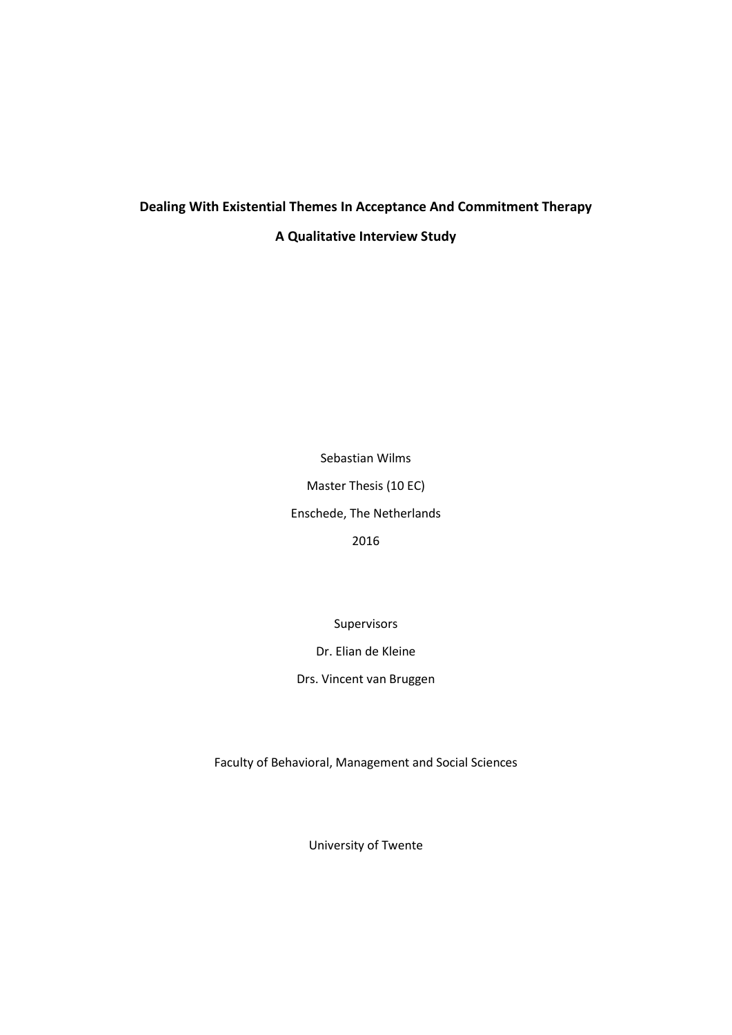# Dealing With Existential Themes In Acceptance And Commitment Therapy

## A Qualitative Interview Study

Sebastian Wilms

Master Thesis (10 EC)

Enschede, The Netherlands

2016

Supervisors

Dr. Elian de Kleine

Drs. Vincent van Bruggen

Faculty of Behavioral, Management and Social Sciences

University of Twente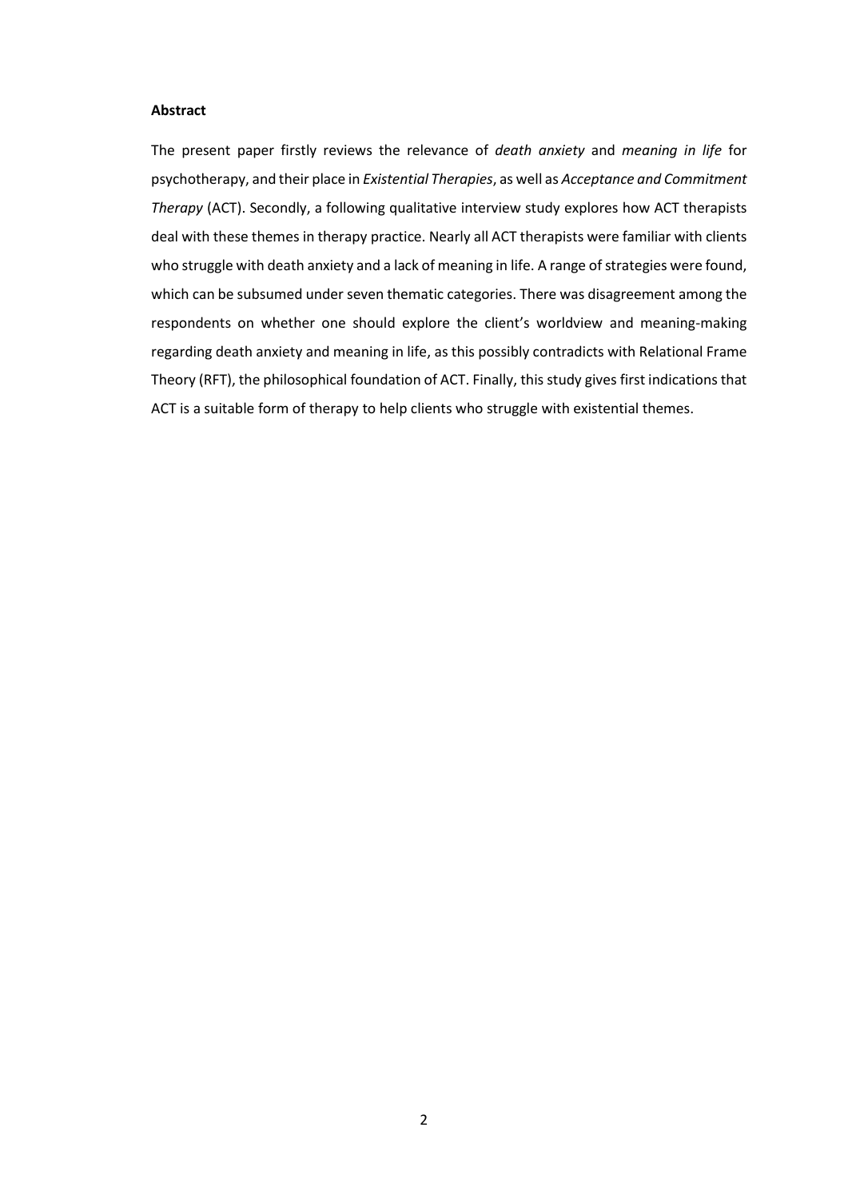**Abstract**

The present paper firstly reviews the relevance of *death anxiety* and *meaning in life* for psychotherapy, and their place in *Existential Therapies*, as well as *Acceptance and Commitment Therapy* (ACT). Secondly, a following qualitative interview study explores how ACT therapists deal with these themes in therapy practice. Nearly all ACT therapists were familiar with clients who struggle with death anxiety and a lack of meaning in life. A range of strategies were found, which can be subsumed under seven thematic categories. There was disagreement among the respondents on whether one should explore the client's worldview and meaning-making regarding death anxiety and meaning in life, as this possibly contradicts with Relational Frame Theory (RFT), the philosophical foundation of ACT. Finally, this study gives first indications that ACT is a suitable form of therapy to help clients who struggle with existential themes.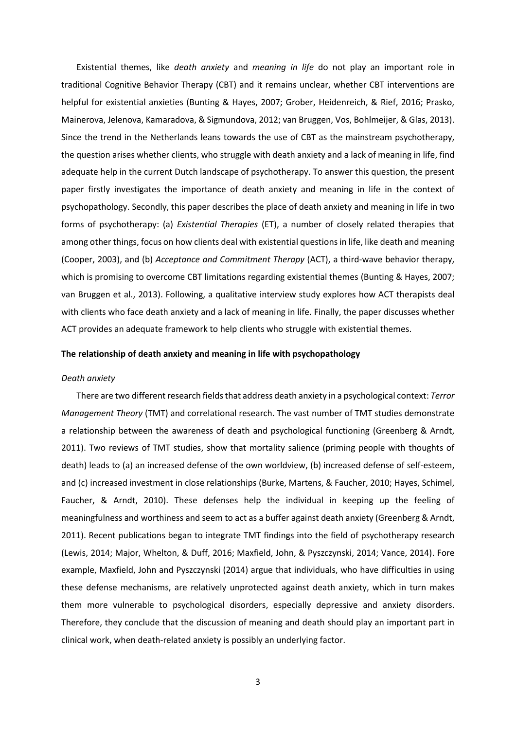Existential themes, like *death anxiety* and *meaning in life* do not play an important role in traditional Cognitive Behavior Therapy (CBT) and it remains unclear, whether CBT interventions are helpful for existential anxieties (Bunting & Hayes, 2007; Grober, Heidenreich, & Rief, 2016; Prasko, Mainerova, Jelenova, Kamaradova, & Sigmundova, 2012; van Bruggen, Vos, Bohlmeijer, & Glas, 2013). Since the trend in the Netherlands leans towards the use of CBT as the mainstream psychotherapy, the question arises whether clients, who struggle with death anxiety and a lack of meaning in life, find adequate help in the current Dutch landscape of psychotherapy. To answer this question, the present paper firstly investigates the importance of death anxiety and meaning in life in the context of psychopathology. Secondly, this paper describes the place of death anxiety and meaning in life in two forms of psychotherapy: (a) *Existential Therapies* (ET), a number of closely related therapies that among other things, focus on how clients deal with existential questions in life, like death and meaning (Cooper, 2003), and (b) *Acceptance and Commitment Therapy* (ACT), a third-wave behavior therapy, which is promising to overcome CBT limitations regarding existential themes (Bunting & Hayes, 2007; van Bruggen et al., 2013). Following, a qualitative interview study explores how ACT therapists deal with clients who face death anxiety and a lack of meaning in life. Finally, the paper discusses whether ACT provides an adequate framework to help clients who struggle with existential themes.

## The relationship of death anxiety and meaning in life with psychopathology

### *Death anxiety*

There are two different research fields that address death anxiety in a psychological context: *Terror Management Theory* (TMT) and correlational research. The vast number of TMT studies demonstrate a relationship between the awareness of death and psychological functioning (Greenberg & Arndt, 2011). Two reviews of TMT studies, show that mortality salience (priming people with thoughts of death) leads to (a) an increased defense of the own worldview, (b) increased defense of self-esteem, and (c) increased investment in close relationships (Burke, Martens, & Faucher, 2010; Hayes, Schimel, Faucher, & Arndt, 2010). These defenses help the individual in keeping up the feeling of meaningfulness and worthiness and seem to act as a buffer against death anxiety (Greenberg & Arndt, 2011). Recent publications began to integrate TMT findings into the field of psychotherapy research (Lewis, 2014; Major, Whelton, & Duff, 2016; Maxfield, John, & Pyszczynski, 2014; Vance, 2014). Fore example, Maxfield, John and Pyszczynski (2014) argue that individuals, who have difficulties in using these defense mechanisms, are relatively unprotected against death anxiety, which in turn makes them more vulnerable to psychological disorders, especially depressive and anxiety disorders. Therefore, they conclude that the discussion of meaning and death should play an important part in clinical work, when death-related anxiety is possibly an underlying factor.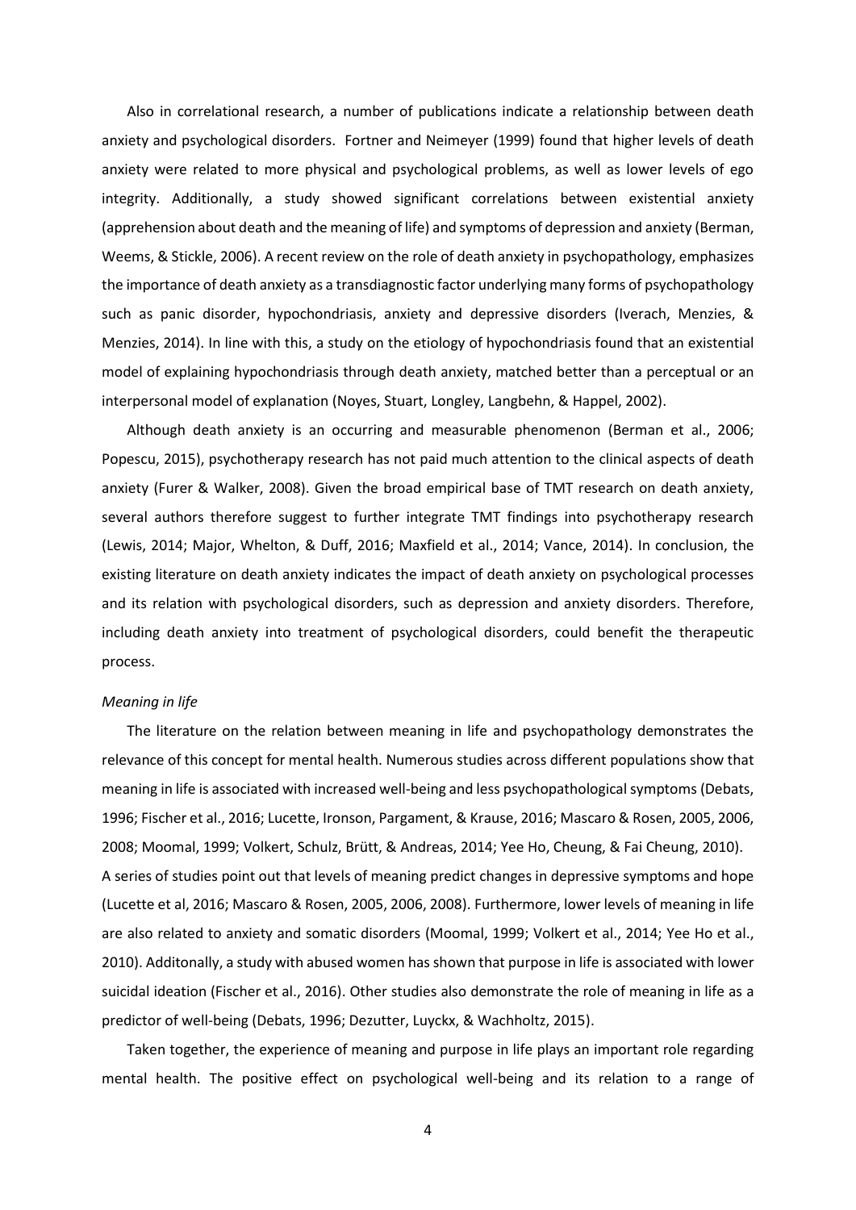Also in correlational research, a number of publications indicate a relationship between death anxiety and psychological disorders. Fortner and Neimeyer (1999) found that higher levels of death anxiety were related to more physical and psychological problems, as well as lower levels of ego integrity. Additionally, a study showed significant correlations between existential anxiety (apprehension about death and the meaning of life) and symptoms of depression and anxiety (Berman, Weems, & Stickle, 2006). A recent review on the role of death anxiety in psychopathology, emphasizes the importance of death anxiety as a transdiagnostic factor underlying many forms of psychopathology such as panic disorder, hypochondriasis, anxiety and depressive disorders (Iverach, Menzies, & Menzies, 2014). In line with this, a study on the etiology of hypochondriasis found that an existential model of explaining hypochondriasis through death anxiety, matched better than a perceptual or an interpersonal model of explanation (Noyes, Stuart, Longley, Langbehn, & Happel, 2002).

Although death anxiety is an occurring and measurable phenomenon (Berman et al., 2006; Popescu, 2015), psychotherapy research has not paid much attention to the clinical aspects of death anxiety (Furer & Walker, 2008). Given the broad empirical base of TMT research on death anxiety, several authors therefore suggest to further integrate TMT findings into psychotherapy research (Lewis, 2014; Major, Whelton, & Duff, 2016; Maxfield et al., 2014; Vance, 2014). In conclusion, the existing literature on death anxiety indicates the impact of death anxiety on psychological processes and its relation with psychological disorders, such as depression and anxiety disorders. Therefore, including death anxiety into treatment of psychological disorders, could benefit the therapeutic process.

*Meaning in life*

The literature on the relation between meaning in life and psychopathology demonstrates the relevance of this concept for mental health. Numerous studies across different populations show that meaning in life is associated with increased well-being and less psychopathological symptoms (Debats, 1996; Fischer et al., 2016; Lucette, Ironson, Pargament, & Krause, 2016; Mascaro & Rosen, 2005, 2006, 2008; Moomal, 1999; Volkert, Schulz, Brütt, & Andreas, 2014; Yee Ho, Cheung, & Fai Cheung, 2010). A series of studies point out that levels of meaning predict changes in depressive symptoms and hope (Lucette et al, 2016; Mascaro & Rosen, 2005, 2006, 2008). Furthermore, lower levels of meaning in life are also related to anxiety and somatic disorders (Moomal, 1999; Volkert et al., 2014; Yee Ho et al., 2010). Additonally, a study with abused women has shown that purpose in life is associated with lower suicidal ideation (Fischer et al., 2016). Other studies also demonstrate the role of meaning in life as a predictor of well-being (Debats, 1996; Dezutter, Luyckx, & Wachholtz, 2015).

Taken together, the experience of meaning and purpose in life plays an important role regarding mental health. The positive effect on psychological well-being and its relation to a range of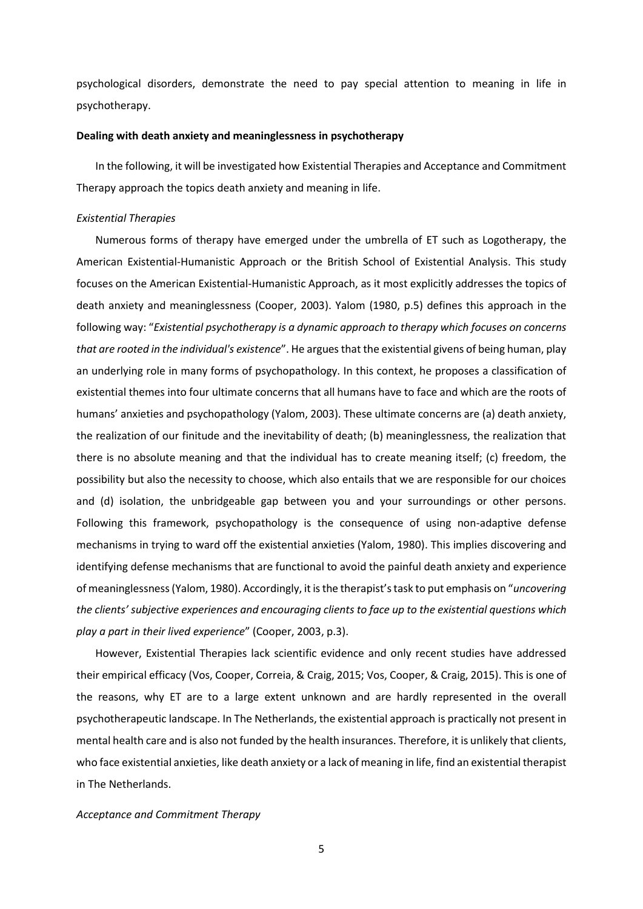psychological disorders, demonstrate the need to pay special attention to meaning in life in psychotherapy.

**Dealing with death anxiety and meaninglessness in psychotherapy**

In the following, it will be investigated how Existential Therapies and Acceptance and Commitment Therapy approach the topics death anxiety and meaning in life.

*Existential Therapies*

Numerous forms of therapy have emerged under the umbrella of ET such as Logotherapy, the American Existential-Humanistic Approach or the British School of Existential Analysis. This study focuses on the American Existential-Humanistic Approach, as it most explicitly addresses the topics of death anxiety and meaninglessness (Cooper, 2003). Yalom (1980, p.5) defines this approach in the following way: "*Existential psychotherapy is a dynamic approach to therapy which focuses on concerns that are rooted in the individual's existence*". He argues that the existential givens of being human, play an underlying role in many forms of psychopathology. In this context, he proposes a classification of existential themes into four ultimate concerns that all humans have to face and which are the roots of humans' anxieties and psychopathology (Yalom, 2003). These ultimate concerns are (a) death anxiety, the realization of our finitude and the inevitability of death; (b) meaninglessness, the realization that there is no absolute meaning and that the individual has to create meaning itself; (c) freedom, the possibility but also the necessity to choose, which also entails that we are responsible for our choices and (d) isolation, the unbridgeable gap between you and your surroundings or other persons. Following this framework, psychopathology is the consequence of using non-adaptive defense mechanisms in trying to ward off the existential anxieties (Yalom, 1980). This implies discovering and identifying defense mechanisms that are functional to avoid the painful death anxiety and experience of meaninglessness (Yalom, 1980). Accordingly, it is the therapist's task to put emphasis on "*uncovering the clients' subjective experiences and encouraging clients to face up to the existential questions which play a part in their lived experience*" (Cooper, 2003, p.3).

However, Existential Therapies lack scientific evidence and only recent studies have addressed their empirical efficacy (Vos, Cooper, Correia, & Craig, 2015; Vos, Cooper, & Craig, 2015). This is one of the reasons, why ET are to a large extent unknown and are hardly represented in the overall psychotherapeutic landscape. In The Netherlands, the existential approach is practically not present in mental health care and is also not funded by the health insurances. Therefore, it is unlikely that clients, who face existential anxieties, like death anxiety or a lack of meaning in life, find an existential therapist in The Netherlands.

*Acceptance and Commitment Therapy*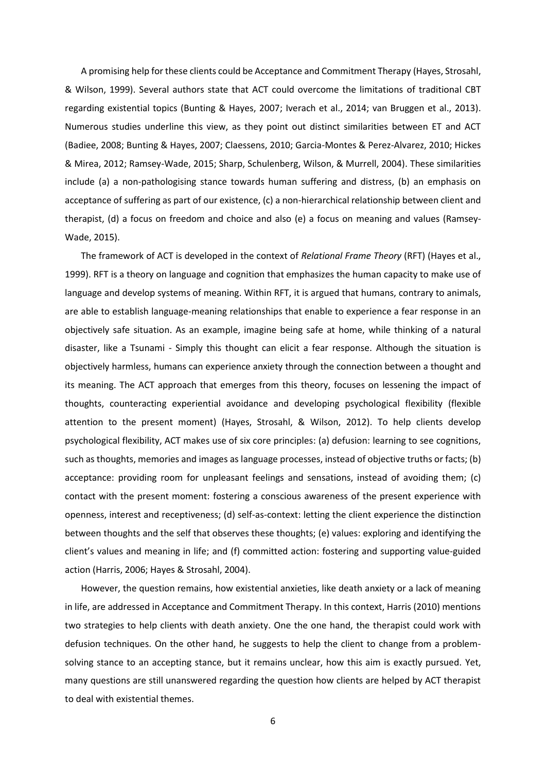A promising help for these clients could be Acceptance and Commitment Therapy (Hayes, Strosahl, & Wilson, 1999). Several authors state that ACT could overcome the limitations of traditional CBT regarding existential topics (Bunting & Hayes, 2007; Iverach et al., 2014; van Bruggen et al., 2013). Numerous studies underline this view, as they point out distinct similarities between ET and ACT (Badiee, 2008; Bunting & Hayes, 2007; Claessens, 2010; Garcia-Montes & Perez-Alvarez, 2010; Hickes & Mirea, 2012; Ramsey-Wade, 2015; Sharp, Schulenberg, Wilson, & Murrell, 2004). These similarities include (a) a non-pathologising stance towards human suffering and distress, (b) an emphasis on acceptance of suffering as part of our existence, (c) a non-hierarchical relationship between client and therapist, (d) a focus on freedom and choice and also (e) a focus on meaning and values (Ramsey-Wade, 2015).

The framework of ACT is developed in the context of *Relational Frame Theory* (RFT) (Hayes et al., 1999). RFT is a theory on language and cognition that emphasizes the human capacity to make use of language and develop systems of meaning. Within RFT, it is argued that humans, contrary to animals, are able to establish language-meaning relationships that enable to experience a fear response in an objectively safe situation. As an example, imagine being safe at home, while thinking of a natural disaster, like a Tsunami - Simply this thought can elicit a fear response. Although the situation is objectively harmless, humans can experience anxiety through the connection between a thought and its meaning. The ACT approach that emerges from this theory, focuses on lessening the impact of thoughts, counteracting experiential avoidance and developing psychological flexibility (flexible attention to the present moment) (Hayes, Strosahl, & Wilson, 2012). To help clients develop psychological flexibility, ACT makes use of six core principles: (a) defusion: learning to see cognitions, such as thoughts, memories and images as language processes, instead of objective truths or facts; (b) acceptance: providing room for unpleasant feelings and sensations, instead of avoiding them; (c) contact with the present moment: fostering a conscious awareness of the present experience with openness, interest and receptiveness; (d) self-as-context: letting the client experience the distinction between thoughts and the self that observes these thoughts; (e) values: exploring and identifying the client's values and meaning in life; and (f) committed action: fostering and supporting value-guided action (Harris, 2006; Hayes & Strosahl, 2004).

However, the question remains, how existential anxieties, like death anxiety or a lack of meaning in life, are addressed in Acceptance and Commitment Therapy. In this context, Harris (2010) mentions two strategies to help clients with death anxiety. One the one hand, the therapist could work with defusion techniques. On the other hand, he suggests to help the client to change from a problem-solving stance to an accepting stance, but it remains unclear, how this aim is exactly pursued. Yet, many questions are still unanswered regarding the question how clients are helped by ACT therapist to deal with existential themes.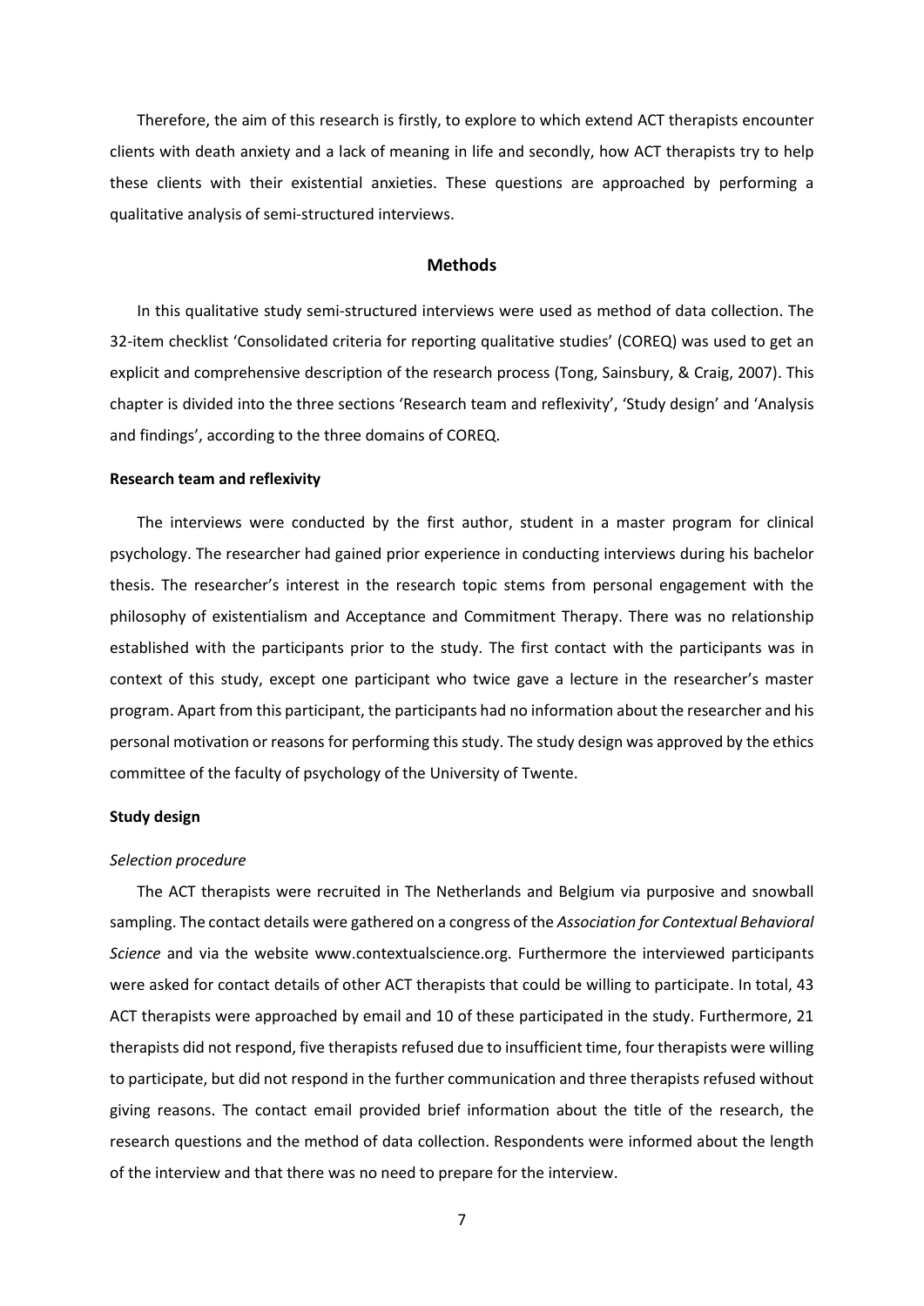Therefore, the aim of this research is firstly, to explore to which extend ACT therapists encounter clients with death anxiety and a lack of meaning in life and secondly, how ACT therapists try to help these clients with their existential anxieties. These questions are approached by performing a qualitative analysis of semi-structured interviews.

## Methods

In this qualitative study semi-structured interviews were used as method of data collection. The 32-item checklist 'Consolidated criteria for reporting qualitative studies' (COREQ) was used to get an explicit and comprehensive description of the research process (Tong, Sainsbury, & Craig, 2007). This chapter is divided into the three sections 'Research team and reflexivity', 'Study design' and 'Analysis and findings', according to the three domains of COREQ.

### Research team and reflexivity

The interviews were conducted by the first author, student in a master program for clinical psychology. The researcher had gained prior experience in conducting interviews during his bachelor thesis. The researcher's interest in the research topic stems from personal engagement with the philosophy of existentialism and Acceptance and Commitment Therapy. There was no relationship established with the participants prior to the study. The first contact with the participants was in context of this study, except one participant who twice gave a lecture in the researcher's master program. Apart from this participant, the participants had no information about the researcher and his personal motivation or reasons for performing this study. The study design was approved by the ethics committee of the faculty of psychology of the University of Twente.

### Study design

#### *Selection procedure*

The ACT therapists were recruited in The Netherlands and Belgium via purposive and snowball sampling. The contact details were gathered on a congress of the *Association for Contextual Behavioral Science* and via the website www.contextualscience.org. Furthermore the interviewed participants were asked for contact details of other ACT therapists that could be willing to participate. In total, 43 ACT therapists were approached by email and 10 of these participated in the study. Furthermore, 21 therapists did not respond, five therapists refused due to insufficient time, four therapists were willing to participate, but did not respond in the further communication and three therapists refused without giving reasons. The contact email provided brief information about the title of the research, the research questions and the method of data collection. Respondents were informed about the length of the interview and that there was no need to prepare for the interview.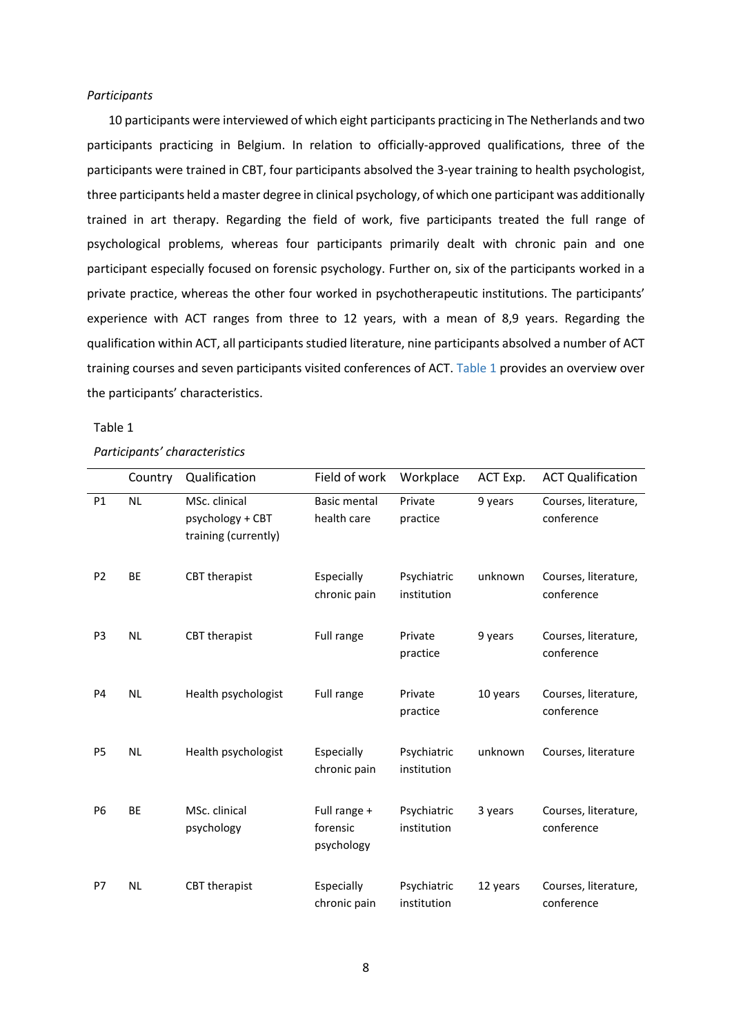*Participants*

10 participants were interviewed of which eight participants practicing in The Netherlands and two participants practicing in Belgium. In relation to officially-approved qualifications, three of the participants were trained in CBT, four participants absolved the 3-year training to health psychologist, three participants held a master degree in clinical psychology, of which one participant was additionally trained in art therapy. Regarding the field of work, five participants treated the full range of psychological problems, whereas four participants primarily dealt with chronic pain and one participant especially focused on forensic psychology. Further on, six of the participants worked in a private practice, whereas the other four worked in psychotherapeutic institutions. The participants' experience with ACT ranges from three to 12 years, with a mean of 8,9 years. Regarding the qualification within ACT, all participants studied literature, nine participants absolved a number of ACT training courses and seven participants visited conferences of ACT. Table 1 provides an overview over the participants' characteristics.

Table 1

*Participants' characteristics*

| | Country | Qualification | Field of work | Workplace | ACT Exp. | ACT Qualification |
|---|---|---|---|---|---|---|
| P1 | NL | MSc. clinical psychology + CBT training (currently) | Basic mental health care | Private practice | 9 years | Courses, literature, conference |
| P2 | BE | CBT therapist | Especially chronic pain | Psychiatric institution | unknown | Courses, literature, conference |
| P3 | NL | CBT therapist | Full range | Private practice | 9 years | Courses, literature, conference |
| P4 | NL | Health psychologist | Full range | Private practice | 10 years | Courses, literature, conference |
| P5 | NL | Health psychologist | Especially chronic pain | Psychiatric institution | unknown | Courses, literature |
| P6 | BE | MSc. clinical psychology | Full range + forensic psychology | Psychiatric institution | 3 years | Courses, literature, conference |
| P7 | NL | CBT therapist | Especially chronic pain | Psychiatric institution | 12 years | Courses, literature, conference |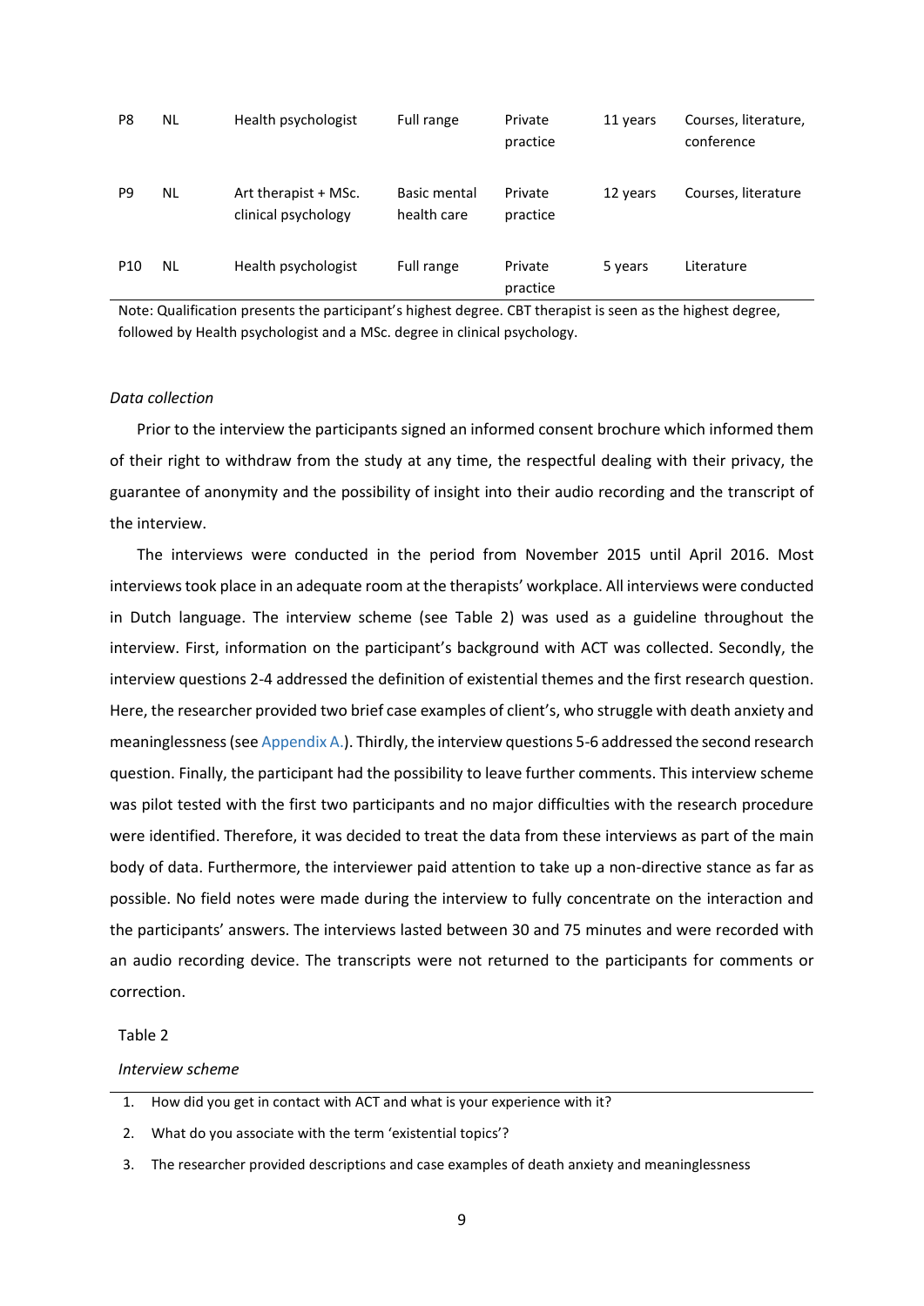| P8 | NL | Health psychologist | Full range | Private practice | 11 years | Courses, literature, conference |
|---|---|---|---|---|---|---|
| P9 | NL | Art therapist + MSc. clinical psychology | Basic mental health care | Private practice | 12 years | Courses, literature |
| P10 | NL | Health psychologist | Full range | Private practice | 5 years | Literature |

Note: Qualification presents the participant's highest degree. CBT therapist is seen as the highest degree, followed by Health psychologist and a MSc. degree in clinical psychology.

*Data collection*

Prior to the interview the participants signed an informed consent brochure which informed them of their right to withdraw from the study at any time, the respectful dealing with their privacy, the guarantee of anonymity and the possibility of insight into their audio recording and the transcript of the interview.

The interviews were conducted in the period from November 2015 until April 2016. Most interviews took place in an adequate room at the therapists' workplace. All interviews were conducted in Dutch language. The interview scheme (see Table 2) was used as a guideline throughout the interview. First, information on the participant's background with ACT was collected. Secondly, the interview questions 2-4 addressed the definition of existential themes and the first research question. Here, the researcher provided two brief case examples of client's, who struggle with death anxiety and meaninglessness (see Appendix A.). Thirdly, the interview questions 5-6 addressed the second research question. Finally, the participant had the possibility to leave further comments. This interview scheme was pilot tested with the first two participants and no major difficulties with the research procedure were identified. Therefore, it was decided to treat the data from these interviews as part of the main body of data. Furthermore, the interviewer paid attention to take up a non-directive stance as far as possible. No field notes were made during the interview to fully concentrate on the interaction and the participants' answers. The interviews lasted between 30 and 75 minutes and were recorded with an audio recording device. The transcripts were not returned to the participants for comments or correction.

Table 2

*Interview scheme*

1. How did you get in contact with ACT and what is your experience with it?
2. What do you associate with the term 'existential topics'?
3. The researcher provided descriptions and case examples of death anxiety and meaninglessness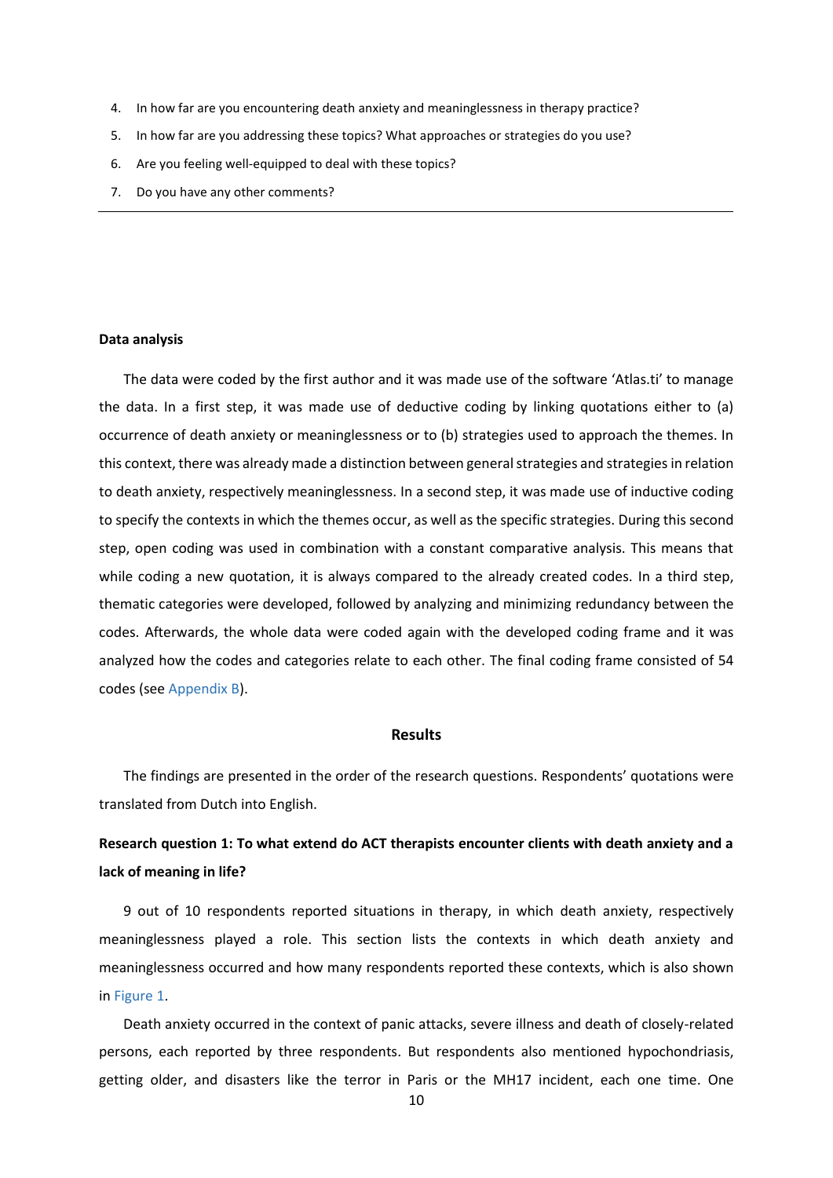4. In how far are you encountering death anxiety and meaninglessness in therapy practice?
5. In how far are you addressing these topics? What approaches or strategies do you use?
6. Are you feeling well-equipped to deal with these topics?
7. Do you have any other comments?

---

**Data analysis**

The data were coded by the first author and it was made use of the software 'Atlas.ti' to manage the data. In a first step, it was made use of deductive coding by linking quotations either to (a) occurrence of death anxiety or meaninglessness or to (b) strategies used to approach the themes. In this context, there was already made a distinction between general strategies and strategies in relation to death anxiety, respectively meaninglessness. In a second step, it was made use of inductive coding to specify the contexts in which the themes occur, as well as the specific strategies. During this second step, open coding was used in combination with a constant comparative analysis. This means that while coding a new quotation, it is always compared to the already created codes. In a third step, thematic categories were developed, followed by analyzing and minimizing redundancy between the codes. Afterwards, the whole data were coded again with the developed coding frame and it was analyzed how the codes and categories relate to each other. The final coding frame consisted of 54 codes (see Appendix B).

## Results

The findings are presented in the order of the research questions. Respondents' quotations were translated from Dutch into English.

### Research question 1: To what extend do ACT therapists encounter clients with death anxiety and a lack of meaning in life?

9 out of 10 respondents reported situations in therapy, in which death anxiety, respectively meaninglessness played a role. This section lists the contexts in which death anxiety and meaninglessness occurred and how many respondents reported these contexts, which is also shown in Figure 1.

Death anxiety occurred in the context of panic attacks, severe illness and death of closely-related persons, each reported by three respondents. But respondents also mentioned hypochondriasis, getting older, and disasters like the terror in Paris or the MH17 incident, each one time. One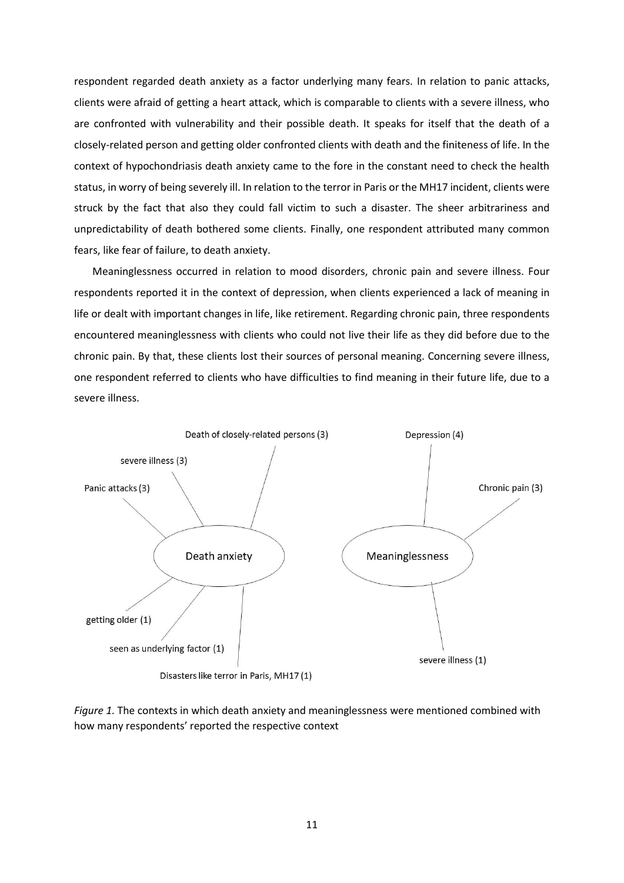respondent regarded death anxiety as a factor underlying many fears. In relation to panic attacks, clients were afraid of getting a heart attack, which is comparable to clients with a severe illness, who are confronted with vulnerability and their possible death. It speaks for itself that the death of a closely-related person and getting older confronted clients with death and the finiteness of life. In the context of hypochondriasis death anxiety came to the fore in the constant need to check the health status, in worry of being severely ill. In relation to the terror in Paris or the MH17 incident, clients were struck by the fact that also they could fall victim to such a disaster. The sheer arbitrariness and unpredictability of death bothered some clients. Finally, one respondent attributed many common fears, like fear of failure, to death anxiety.

Meaninglessness occurred in relation to mood disorders, chronic pain and severe illness. Four respondents reported it in the context of depression, when clients experienced a lack of meaning in life or dealt with important changes in life, like retirement. Regarding chronic pain, three respondents encountered meaninglessness with clients who could not live their life as they did before due to the chronic pain. By that, these clients lost their sources of personal meaning. Concerning severe illness, one respondent referred to clients who have difficulties to find meaning in their future life, due to a severe illness.

Death anxiety
- Death of closely-related persons (3)
- severe illness (3)
- Panic attacks (3)
- getting older (1)
- seen as underlying factor (1)
- Disasters like terror in Paris, MH17 (1)

Meaninglessness
- Depression (4)
- Chronic pain (3)
- severe illness (1)

*Figure 1.* The contexts in which death anxiety and meaninglessness were mentioned combined with how many respondents' reported the respective context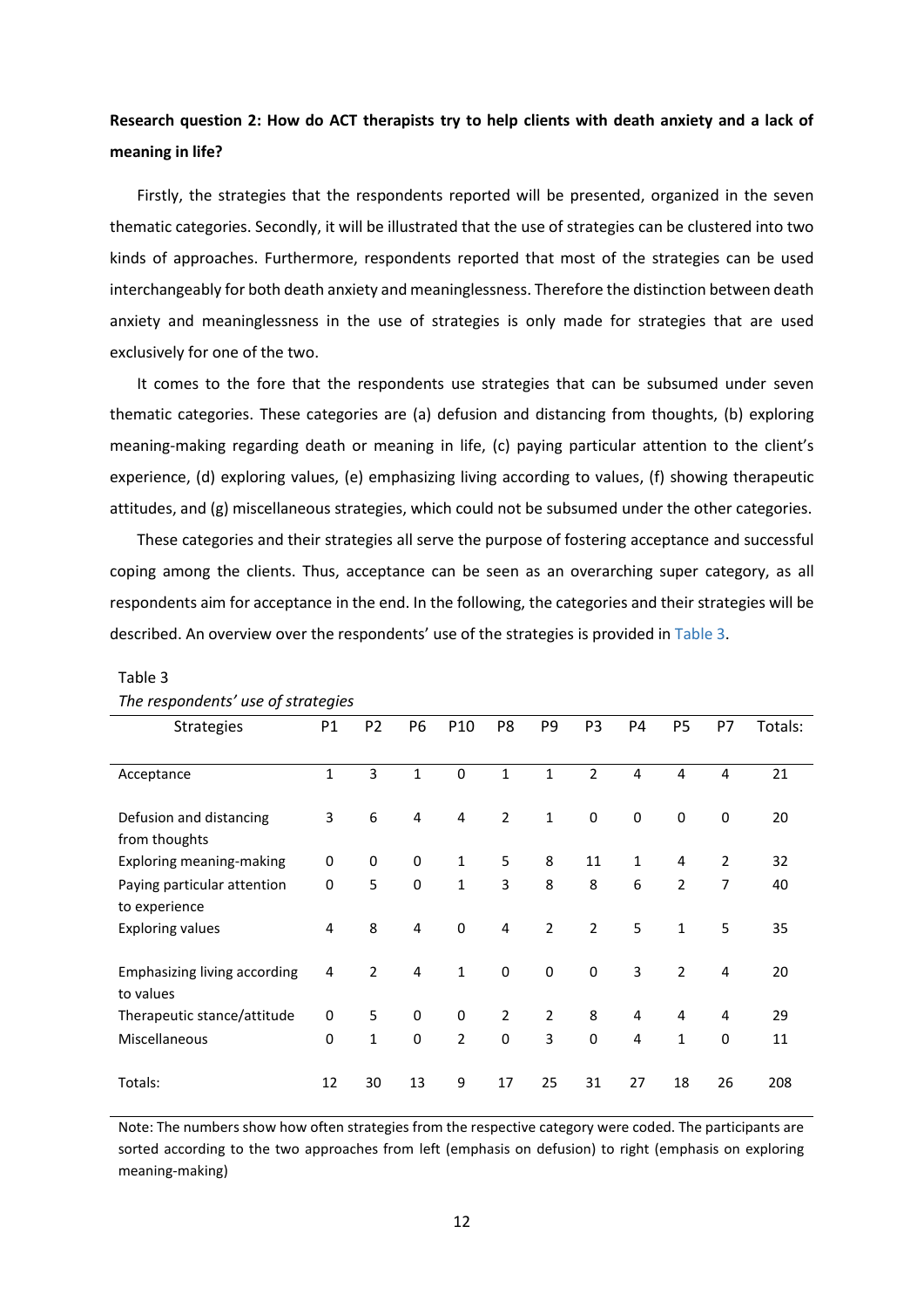**Research question 2: How do ACT therapists try to help clients with death anxiety and a lack of meaning in life?**

Firstly, the strategies that the respondents reported will be presented, organized in the seven thematic categories. Secondly, it will be illustrated that the use of strategies can be clustered into two kinds of approaches. Furthermore, respondents reported that most of the strategies can be used interchangeably for both death anxiety and meaninglessness. Therefore the distinction between death anxiety and meaninglessness in the use of strategies is only made for strategies that are used exclusively for one of the two.

It comes to the fore that the respondents use strategies that can be subsumed under seven thematic categories. These categories are (a) defusion and distancing from thoughts, (b) exploring meaning-making regarding death or meaning in life, (c) paying particular attention to the client's experience, (d) exploring values, (e) emphasizing living according to values, (f) showing therapeutic attitudes, and (g) miscellaneous strategies, which could not be subsumed under the other categories.

These categories and their strategies all serve the purpose of fostering acceptance and successful coping among the clients. Thus, acceptance can be seen as an overarching super category, as all respondents aim for acceptance in the end. In the following, the categories and their strategies will be described. An overview over the respondents' use of the strategies is provided in Table 3.

Table 3

*The respondents' use of strategies*

| Strategies | P1 | P2 | P6 | P10 | P8 | P9 | P3 | P4 | P5 | P7 | Totals: |
|---|---|---|---|---|---|---|---|---|---|---|---|
| Acceptance | 1 | 3 | 1 | 0 | 1 | 1 | 2 | 4 | 4 | 4 | 21 |
| Defusion and distancing from thoughts | 3 | 6 | 4 | 4 | 2 | 1 | 0 | 0 | 0 | 0 | 20 |
| Exploring meaning-making | 0 | 0 | 0 | 1 | 5 | 8 | 11 | 1 | 4 | 2 | 32 |
| Paying particular attention to experience | 0 | 5 | 0 | 1 | 3 | 8 | 8 | 6 | 2 | 7 | 40 |
| Exploring values | 4 | 8 | 4 | 0 | 4 | 2 | 2 | 5 | 1 | 5 | 35 |
| Emphasizing living according to values | 4 | 2 | 4 | 1 | 0 | 0 | 0 | 3 | 2 | 4 | 20 |
| Therapeutic stance/attitude | 0 | 5 | 0 | 0 | 2 | 2 | 8 | 4 | 4 | 4 | 29 |
| Miscellaneous | 0 | 1 | 0 | 2 | 0 | 3 | 0 | 4 | 1 | 0 | 11 |
| Totals: | 12 | 30 | 13 | 9 | 17 | 25 | 31 | 27 | 18 | 26 | 208 |

Note: The numbers show how often strategies from the respective category were coded. The participants are sorted according to the two approaches from left (emphasis on defusion) to right (emphasis on exploring meaning-making)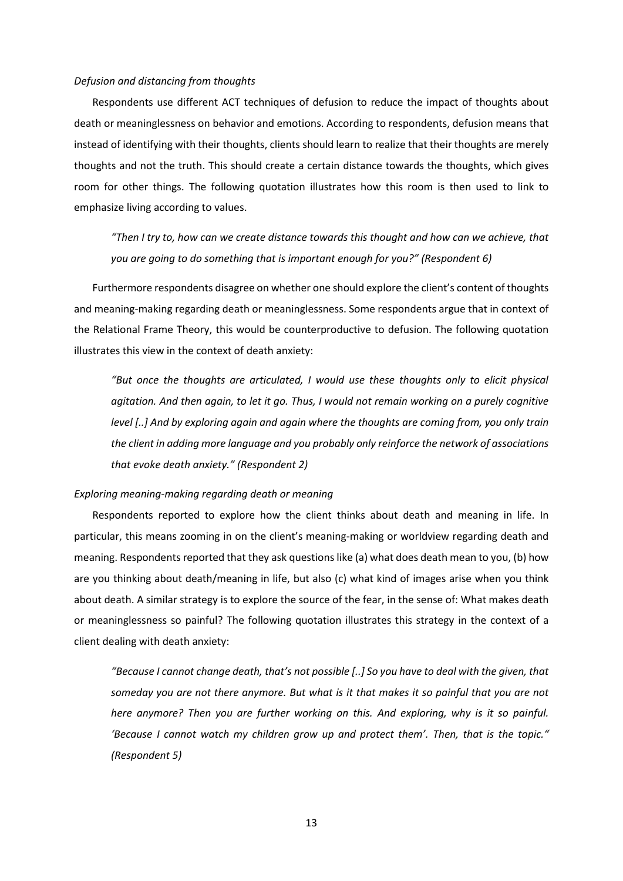*Defusion and distancing from thoughts*

Respondents use different ACT techniques of defusion to reduce the impact of thoughts about death or meaninglessness on behavior and emotions. According to respondents, defusion means that instead of identifying with their thoughts, clients should learn to realize that their thoughts are merely thoughts and not the truth. This should create a certain distance towards the thoughts, which gives room for other things. The following quotation illustrates how this room is then used to link to emphasize living according to values.

> *"Then I try to, how can we create distance towards this thought and how can we achieve, that you are going to do something that is important enough for you?" (Respondent 6)*

Furthermore respondents disagree on whether one should explore the client's content of thoughts and meaning-making regarding death or meaninglessness. Some respondents argue that in context of the Relational Frame Theory, this would be counterproductive to defusion. The following quotation illustrates this view in the context of death anxiety:

> *"But once the thoughts are articulated, I would use these thoughts only to elicit physical agitation. And then again, to let it go. Thus, I would not remain working on a purely cognitive level [..] And by exploring again and again where the thoughts are coming from, you only train the client in adding more language and you probably only reinforce the network of associations that evoke death anxiety." (Respondent 2)*

*Exploring meaning-making regarding death or meaning*

Respondents reported to explore how the client thinks about death and meaning in life. In particular, this means zooming in on the client's meaning-making or worldview regarding death and meaning. Respondents reported that they ask questions like (a) what does death mean to you, (b) how are you thinking about death/meaning in life, but also (c) what kind of images arise when you think about death. A similar strategy is to explore the source of the fear, in the sense of: What makes death or meaninglessness so painful? The following quotation illustrates this strategy in the context of a client dealing with death anxiety:

> *"Because I cannot change death, that's not possible [..] So you have to deal with the given, that someday you are not there anymore. But what is it that makes it so painful that you are not here anymore? Then you are further working on this. And exploring, why is it so painful. 'Because I cannot watch my children grow up and protect them'. Then, that is the topic." (Respondent 5)*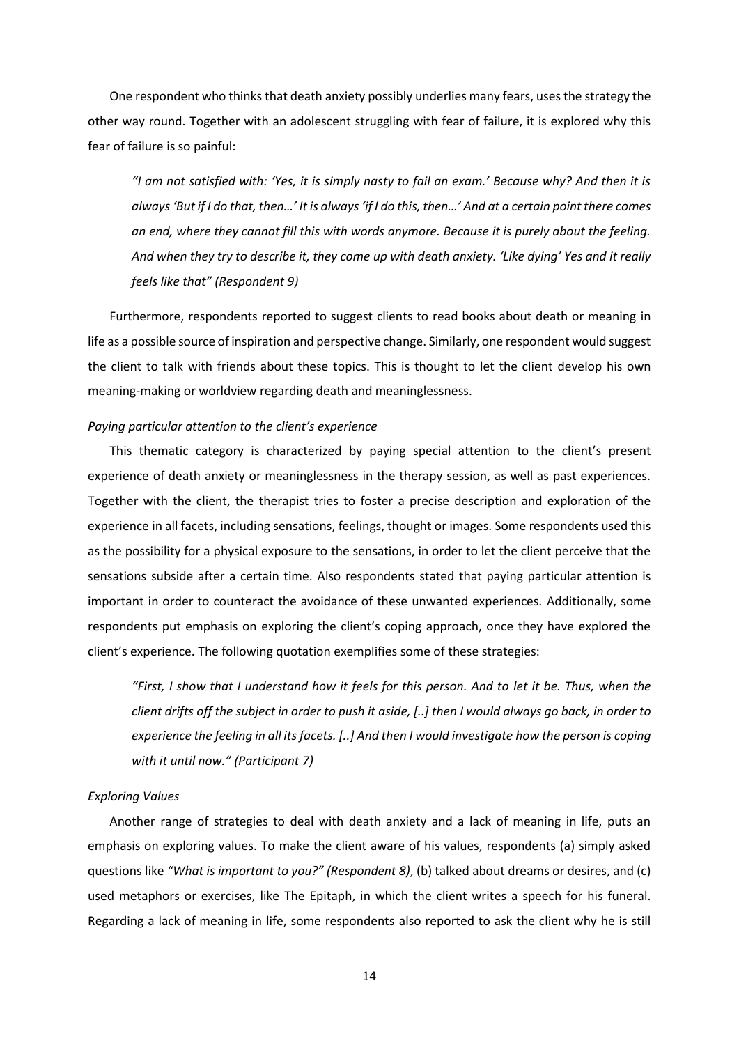One respondent who thinks that death anxiety possibly underlies many fears, uses the strategy the other way round. Together with an adolescent struggling with fear of failure, it is explored why this fear of failure is so painful:

> *"I am not satisfied with: 'Yes, it is simply nasty to fail an exam.' Because why? And then it is always 'But if I do that, then…' It is always 'if I do this, then…' And at a certain point there comes an end, where they cannot fill this with words anymore. Because it is purely about the feeling. And when they try to describe it, they come up with death anxiety. 'Like dying' Yes and it really feels like that" (Respondent 9)*

Furthermore, respondents reported to suggest clients to read books about death or meaning in life as a possible source of inspiration and perspective change. Similarly, one respondent would suggest the client to talk with friends about these topics. This is thought to let the client develop his own meaning-making or worldview regarding death and meaninglessness.

*Paying particular attention to the client's experience*

This thematic category is characterized by paying special attention to the client's present experience of death anxiety or meaninglessness in the therapy session, as well as past experiences. Together with the client, the therapist tries to foster a precise description and exploration of the experience in all facets, including sensations, feelings, thought or images. Some respondents used this as the possibility for a physical exposure to the sensations, in order to let the client perceive that the sensations subside after a certain time. Also respondents stated that paying particular attention is important in order to counteract the avoidance of these unwanted experiences. Additionally, some respondents put emphasis on exploring the client's coping approach, once they have explored the client's experience. The following quotation exemplifies some of these strategies:

> *"First, I show that I understand how it feels for this person. And to let it be. Thus, when the client drifts off the subject in order to push it aside, [..] then I would always go back, in order to experience the feeling in all its facets. [..] And then I would investigate how the person is coping with it until now." (Participant 7)*

*Exploring Values*

Another range of strategies to deal with death anxiety and a lack of meaning in life, puts an emphasis on exploring values. To make the client aware of his values, respondents (a) simply asked questions like *"What is important to you?" (Respondent 8)*, (b) talked about dreams or desires, and (c) used metaphors or exercises, like The Epitaph, in which the client writes a speech for his funeral. Regarding a lack of meaning in life, some respondents also reported to ask the client why he is still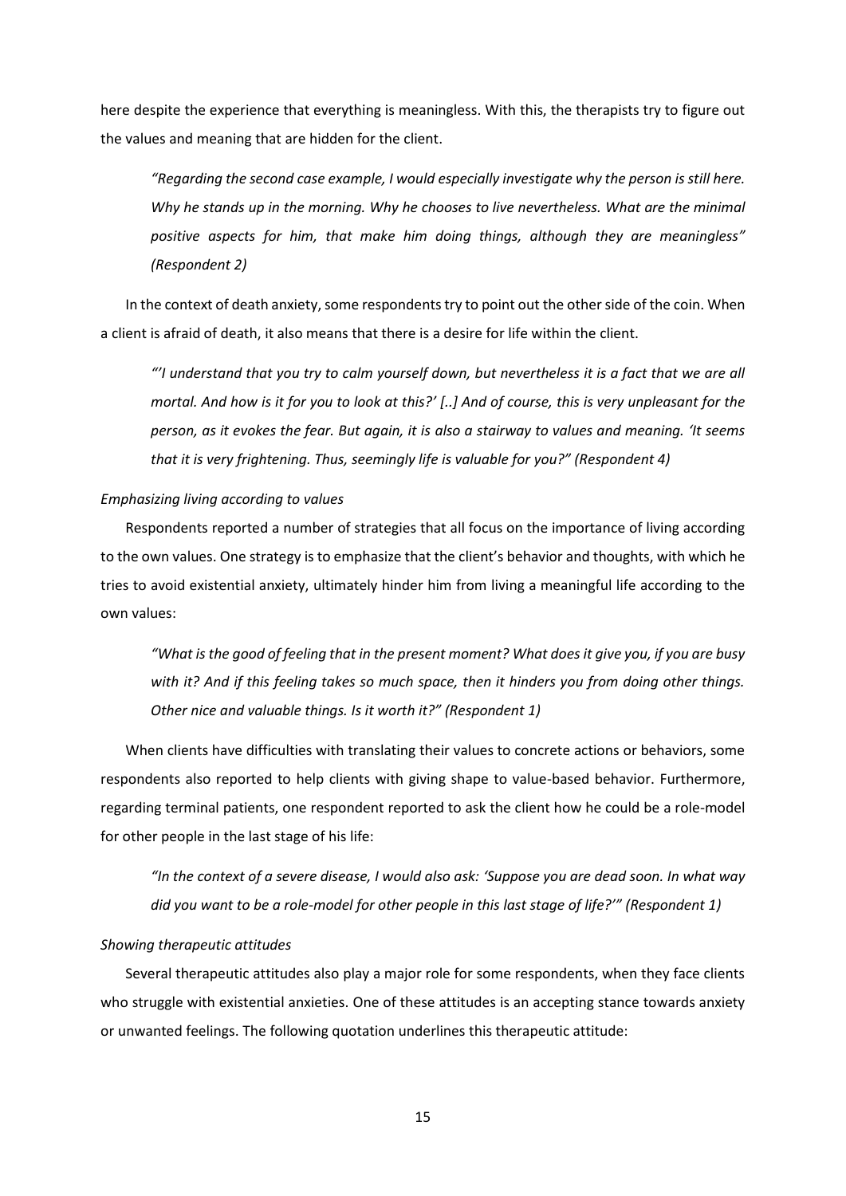here despite the experience that everything is meaningless. With this, the therapists try to figure out the values and meaning that are hidden for the client.

> *"Regarding the second case example, I would especially investigate why the person is still here. Why he stands up in the morning. Why he chooses to live nevertheless. What are the minimal positive aspects for him, that make him doing things, although they are meaningless" (Respondent 2)*

In the context of death anxiety, some respondents try to point out the other side of the coin. When a client is afraid of death, it also means that there is a desire for life within the client.

> *"'I understand that you try to calm yourself down, but nevertheless it is a fact that we are all mortal. And how is it for you to look at this?' [..] And of course, this is very unpleasant for the person, as it evokes the fear. But again, it is also a stairway to values and meaning. 'It seems that it is very frightening. Thus, seemingly life is valuable for you?" (Respondent 4)*

*Emphasizing living according to values*

Respondents reported a number of strategies that all focus on the importance of living according to the own values. One strategy is to emphasize that the client's behavior and thoughts, with which he tries to avoid existential anxiety, ultimately hinder him from living a meaningful life according to the own values:

> *"What is the good of feeling that in the present moment? What does it give you, if you are busy with it? And if this feeling takes so much space, then it hinders you from doing other things. Other nice and valuable things. Is it worth it?" (Respondent 1)*

When clients have difficulties with translating their values to concrete actions or behaviors, some respondents also reported to help clients with giving shape to value-based behavior. Furthermore, regarding terminal patients, one respondent reported to ask the client how he could be a role-model for other people in the last stage of his life:

> *"In the context of a severe disease, I would also ask: 'Suppose you are dead soon. In what way did you want to be a role-model for other people in this last stage of life?'" (Respondent 1)*

*Showing therapeutic attitudes*

Several therapeutic attitudes also play a major role for some respondents, when they face clients who struggle with existential anxieties. One of these attitudes is an accepting stance towards anxiety or unwanted feelings. The following quotation underlines this therapeutic attitude: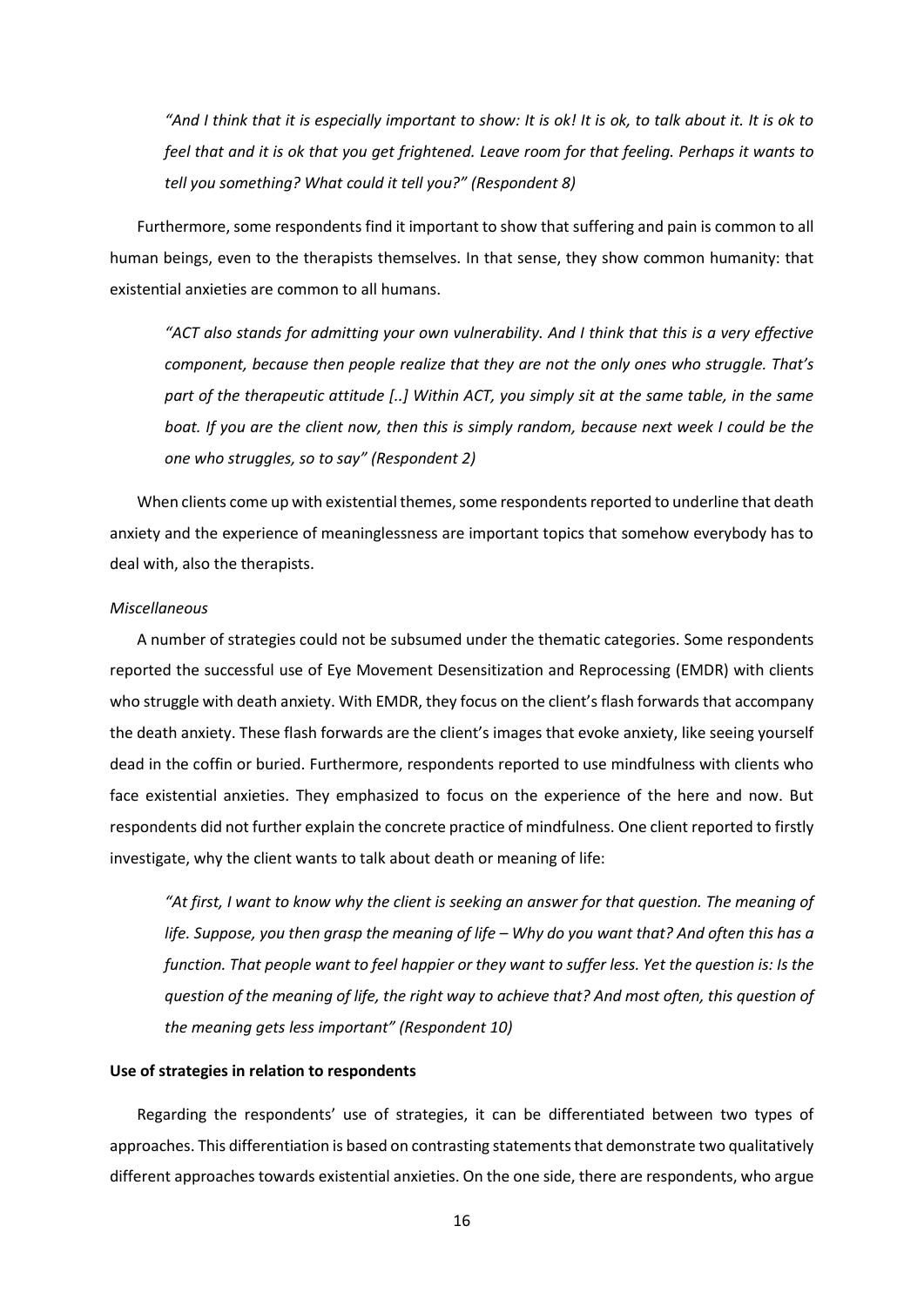*"And I think that it is especially important to show: It is ok! It is ok, to talk about it. It is ok to feel that and it is ok that you get frightened. Leave room for that feeling. Perhaps it wants to tell you something? What could it tell you?" (Respondent 8)*

Furthermore, some respondents find it important to show that suffering and pain is common to all human beings, even to the therapists themselves. In that sense, they show common humanity: that existential anxieties are common to all humans.

*"ACT also stands for admitting your own vulnerability. And I think that this is a very effective component, because then people realize that they are not the only ones who struggle. That's part of the therapeutic attitude [..] Within ACT, you simply sit at the same table, in the same boat. If you are the client now, then this is simply random, because next week I could be the one who struggles, so to say" (Respondent 2)*

When clients come up with existential themes, some respondents reported to underline that death anxiety and the experience of meaninglessness are important topics that somehow everybody has to deal with, also the therapists.

*Miscellaneous*

A number of strategies could not be subsumed under the thematic categories. Some respondents reported the successful use of Eye Movement Desensitization and Reprocessing (EMDR) with clients who struggle with death anxiety. With EMDR, they focus on the client's flash forwards that accompany the death anxiety. These flash forwards are the client's images that evoke anxiety, like seeing yourself dead in the coffin or buried. Furthermore, respondents reported to use mindfulness with clients who face existential anxieties. They emphasized to focus on the experience of the here and now. But respondents did not further explain the concrete practice of mindfulness. One client reported to firstly investigate, why the client wants to talk about death or meaning of life:

*"At first, I want to know why the client is seeking an answer for that question. The meaning of life. Suppose, you then grasp the meaning of life – Why do you want that? And often this has a function. That people want to feel happier or they want to suffer less. Yet the question is: Is the question of the meaning of life, the right way to achieve that? And most often, this question of the meaning gets less important" (Respondent 10)*

**Use of strategies in relation to respondents**

Regarding the respondents' use of strategies, it can be differentiated between two types of approaches. This differentiation is based on contrasting statements that demonstrate two qualitatively different approaches towards existential anxieties. On the one side, there are respondents, who argue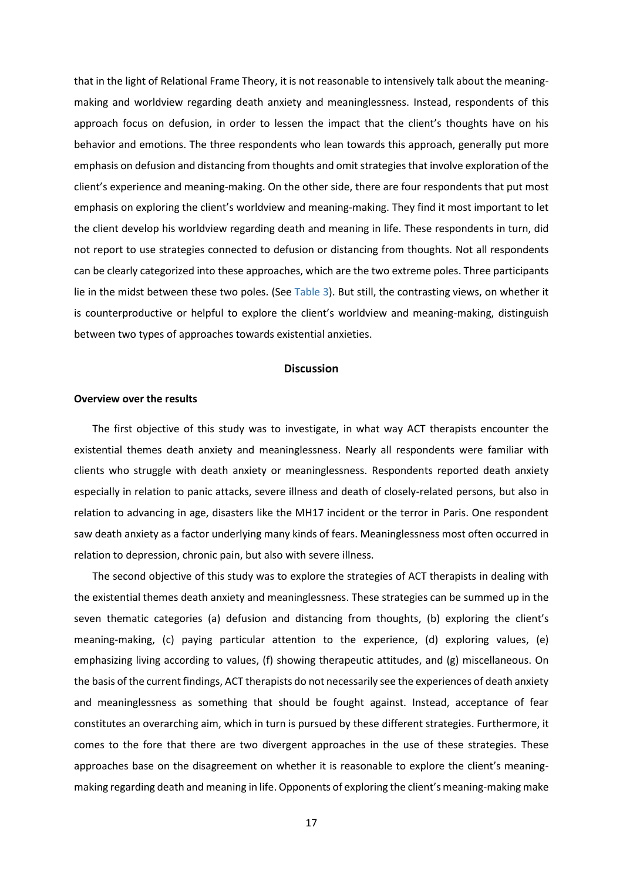that in the light of Relational Frame Theory, it is not reasonable to intensively talk about the meaning-making and worldview regarding death anxiety and meaninglessness. Instead, respondents of this approach focus on defusion, in order to lessen the impact that the client's thoughts have on his behavior and emotions. The three respondents who lean towards this approach, generally put more emphasis on defusion and distancing from thoughts and omit strategies that involve exploration of the client's experience and meaning-making. On the other side, there are four respondents that put most emphasis on exploring the client's worldview and meaning-making. They find it most important to let the client develop his worldview regarding death and meaning in life. These respondents in turn, did not report to use strategies connected to defusion or distancing from thoughts. Not all respondents can be clearly categorized into these approaches, which are the two extreme poles. Three participants lie in the midst between these two poles. (See Table 3). But still, the contrasting views, on whether it is counterproductive or helpful to explore the client's worldview and meaning-making, distinguish between two types of approaches towards existential anxieties.

## Discussion

### Overview over the results

The first objective of this study was to investigate, in what way ACT therapists encounter the existential themes death anxiety and meaninglessness. Nearly all respondents were familiar with clients who struggle with death anxiety or meaninglessness. Respondents reported death anxiety especially in relation to panic attacks, severe illness and death of closely-related persons, but also in relation to advancing in age, disasters like the MH17 incident or the terror in Paris. One respondent saw death anxiety as a factor underlying many kinds of fears. Meaninglessness most often occurred in relation to depression, chronic pain, but also with severe illness.

The second objective of this study was to explore the strategies of ACT therapists in dealing with the existential themes death anxiety and meaninglessness. These strategies can be summed up in the seven thematic categories (a) defusion and distancing from thoughts, (b) exploring the client's meaning-making, (c) paying particular attention to the experience, (d) exploring values, (e) emphasizing living according to values, (f) showing therapeutic attitudes, and (g) miscellaneous. On the basis of the current findings, ACT therapists do not necessarily see the experiences of death anxiety and meaninglessness as something that should be fought against. Instead, acceptance of fear constitutes an overarching aim, which in turn is pursued by these different strategies. Furthermore, it comes to the fore that there are two divergent approaches in the use of these strategies. These approaches base on the disagreement on whether it is reasonable to explore the client's meaning-making regarding death and meaning in life. Opponents of exploring the client's meaning-making make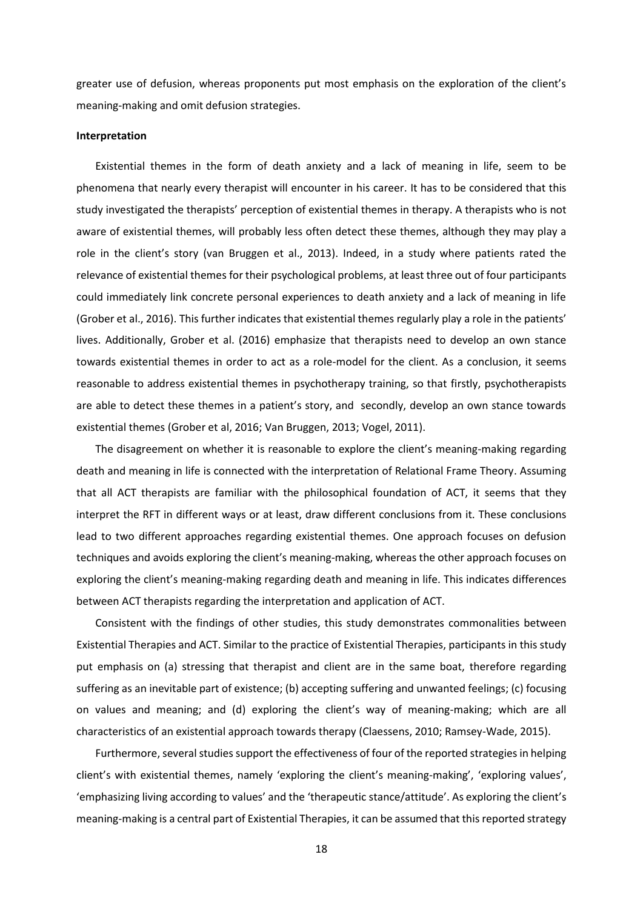greater use of defusion, whereas proponents put most emphasis on the exploration of the client's meaning-making and omit defusion strategies.

**Interpretation**

Existential themes in the form of death anxiety and a lack of meaning in life, seem to be phenomena that nearly every therapist will encounter in his career. It has to be considered that this study investigated the therapists' perception of existential themes in therapy. A therapists who is not aware of existential themes, will probably less often detect these themes, although they may play a role in the client's story (van Bruggen et al., 2013). Indeed, in a study where patients rated the relevance of existential themes for their psychological problems, at least three out of four participants could immediately link concrete personal experiences to death anxiety and a lack of meaning in life (Grober et al., 2016). This further indicates that existential themes regularly play a role in the patients' lives. Additionally, Grober et al. (2016) emphasize that therapists need to develop an own stance towards existential themes in order to act as a role-model for the client. As a conclusion, it seems reasonable to address existential themes in psychotherapy training, so that firstly, psychotherapists are able to detect these themes in a patient's story, and secondly, develop an own stance towards existential themes (Grober et al, 2016; Van Bruggen, 2013; Vogel, 2011).

The disagreement on whether it is reasonable to explore the client's meaning-making regarding death and meaning in life is connected with the interpretation of Relational Frame Theory. Assuming that all ACT therapists are familiar with the philosophical foundation of ACT, it seems that they interpret the RFT in different ways or at least, draw different conclusions from it. These conclusions lead to two different approaches regarding existential themes. One approach focuses on defusion techniques and avoids exploring the client's meaning-making, whereas the other approach focuses on exploring the client's meaning-making regarding death and meaning in life. This indicates differences between ACT therapists regarding the interpretation and application of ACT.

Consistent with the findings of other studies, this study demonstrates commonalities between Existential Therapies and ACT. Similar to the practice of Existential Therapies, participants in this study put emphasis on (a) stressing that therapist and client are in the same boat, therefore regarding suffering as an inevitable part of existence; (b) accepting suffering and unwanted feelings; (c) focusing on values and meaning; and (d) exploring the client's way of meaning-making; which are all characteristics of an existential approach towards therapy (Claessens, 2010; Ramsey-Wade, 2015).

Furthermore, several studies support the effectiveness of four of the reported strategies in helping client's with existential themes, namely 'exploring the client's meaning-making', 'exploring values', 'emphasizing living according to values' and the 'therapeutic stance/attitude'. As exploring the client's meaning-making is a central part of Existential Therapies, it can be assumed that this reported strategy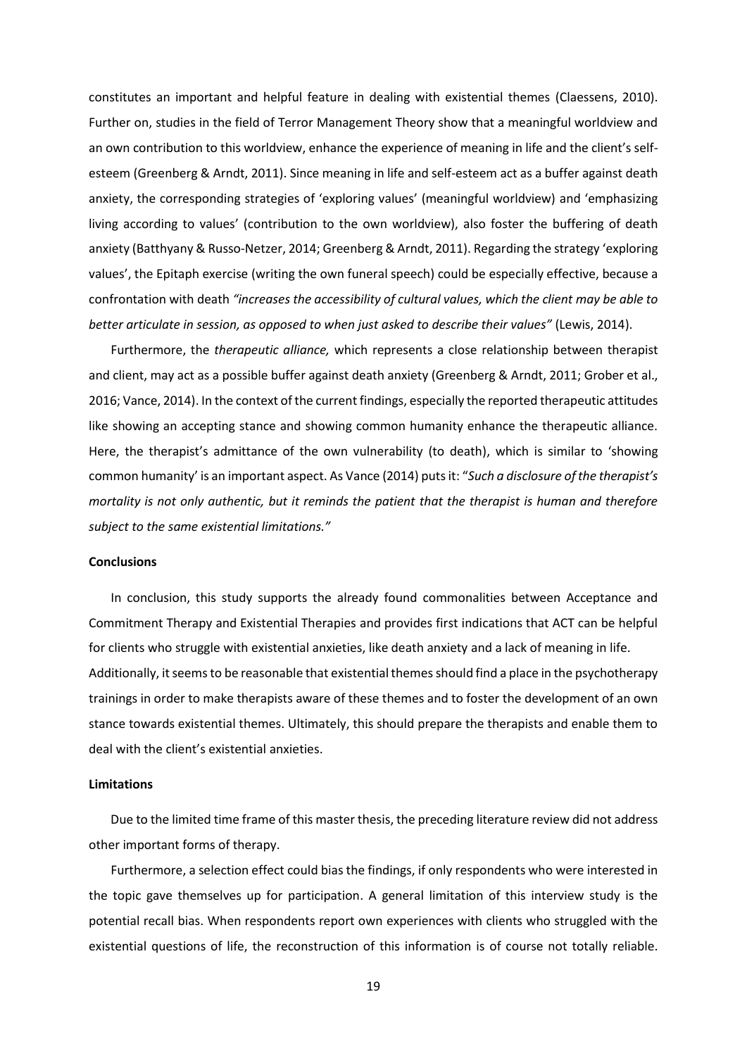constitutes an important and helpful feature in dealing with existential themes (Claessens, 2010). Further on, studies in the field of Terror Management Theory show that a meaningful worldview and an own contribution to this worldview, enhance the experience of meaning in life and the client's self-esteem (Greenberg & Arndt, 2011). Since meaning in life and self-esteem act as a buffer against death anxiety, the corresponding strategies of 'exploring values' (meaningful worldview) and 'emphasizing living according to values' (contribution to the own worldview), also foster the buffering of death anxiety (Batthyany & Russo-Netzer, 2014; Greenberg & Arndt, 2011). Regarding the strategy 'exploring values', the Epitaph exercise (writing the own funeral speech) could be especially effective, because a confrontation with death *"increases the accessibility of cultural values, which the client may be able to better articulate in session, as opposed to when just asked to describe their values"* (Lewis, 2014).

Furthermore, the *therapeutic alliance,* which represents a close relationship between therapist and client, may act as a possible buffer against death anxiety (Greenberg & Arndt, 2011; Grober et al., 2016; Vance, 2014). In the context of the current findings, especially the reported therapeutic attitudes like showing an accepting stance and showing common humanity enhance the therapeutic alliance. Here, the therapist's admittance of the own vulnerability (to death), which is similar to 'showing common humanity' is an important aspect. As Vance (2014) puts it: "*Such a disclosure of the therapist's mortality is not only authentic, but it reminds the patient that the therapist is human and therefore subject to the same existential limitations."*

**Conclusions**

In conclusion, this study supports the already found commonalities between Acceptance and Commitment Therapy and Existential Therapies and provides first indications that ACT can be helpful for clients who struggle with existential anxieties, like death anxiety and a lack of meaning in life. Additionally, it seems to be reasonable that existential themes should find a place in the psychotherapy trainings in order to make therapists aware of these themes and to foster the development of an own stance towards existential themes. Ultimately, this should prepare the therapists and enable them to deal with the client's existential anxieties.

**Limitations**

Due to the limited time frame of this master thesis, the preceding literature review did not address other important forms of therapy.

Furthermore, a selection effect could bias the findings, if only respondents who were interested in the topic gave themselves up for participation. A general limitation of this interview study is the potential recall bias. When respondents report own experiences with clients who struggled with the existential questions of life, the reconstruction of this information is of course not totally reliable.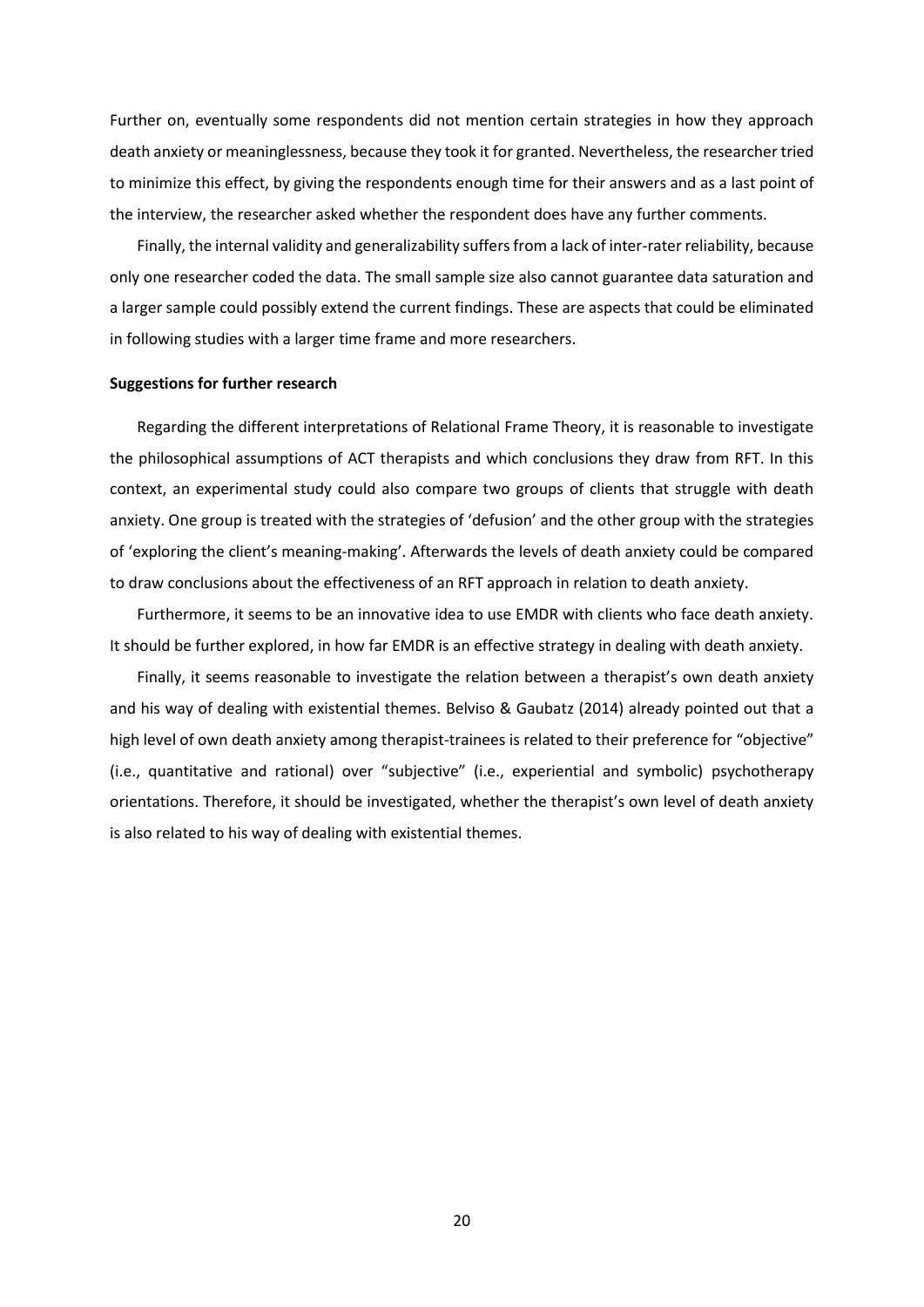Further on, eventually some respondents did not mention certain strategies in how they approach death anxiety or meaninglessness, because they took it for granted. Nevertheless, the researcher tried to minimize this effect, by giving the respondents enough time for their answers and as a last point of the interview, the researcher asked whether the respondent does have any further comments.

Finally, the internal validity and generalizability suffers from a lack of inter-rater reliability, because only one researcher coded the data. The small sample size also cannot guarantee data saturation and a larger sample could possibly extend the current findings. These are aspects that could be eliminated in following studies with a larger time frame and more researchers.

**Suggestions for further research**

Regarding the different interpretations of Relational Frame Theory, it is reasonable to investigate the philosophical assumptions of ACT therapists and which conclusions they draw from RFT. In this context, an experimental study could also compare two groups of clients that struggle with death anxiety. One group is treated with the strategies of 'defusion' and the other group with the strategies of 'exploring the client's meaning-making'. Afterwards the levels of death anxiety could be compared to draw conclusions about the effectiveness of an RFT approach in relation to death anxiety.

Furthermore, it seems to be an innovative idea to use EMDR with clients who face death anxiety. It should be further explored, in how far EMDR is an effective strategy in dealing with death anxiety.

Finally, it seems reasonable to investigate the relation between a therapist's own death anxiety and his way of dealing with existential themes. Belviso & Gaubatz (2014) already pointed out that a high level of own death anxiety among therapist-trainees is related to their preference for "objective" (i.e., quantitative and rational) over "subjective" (i.e., experiential and symbolic) psychotherapy orientations. Therefore, it should be investigated, whether the therapist's own level of death anxiety is also related to his way of dealing with existential themes.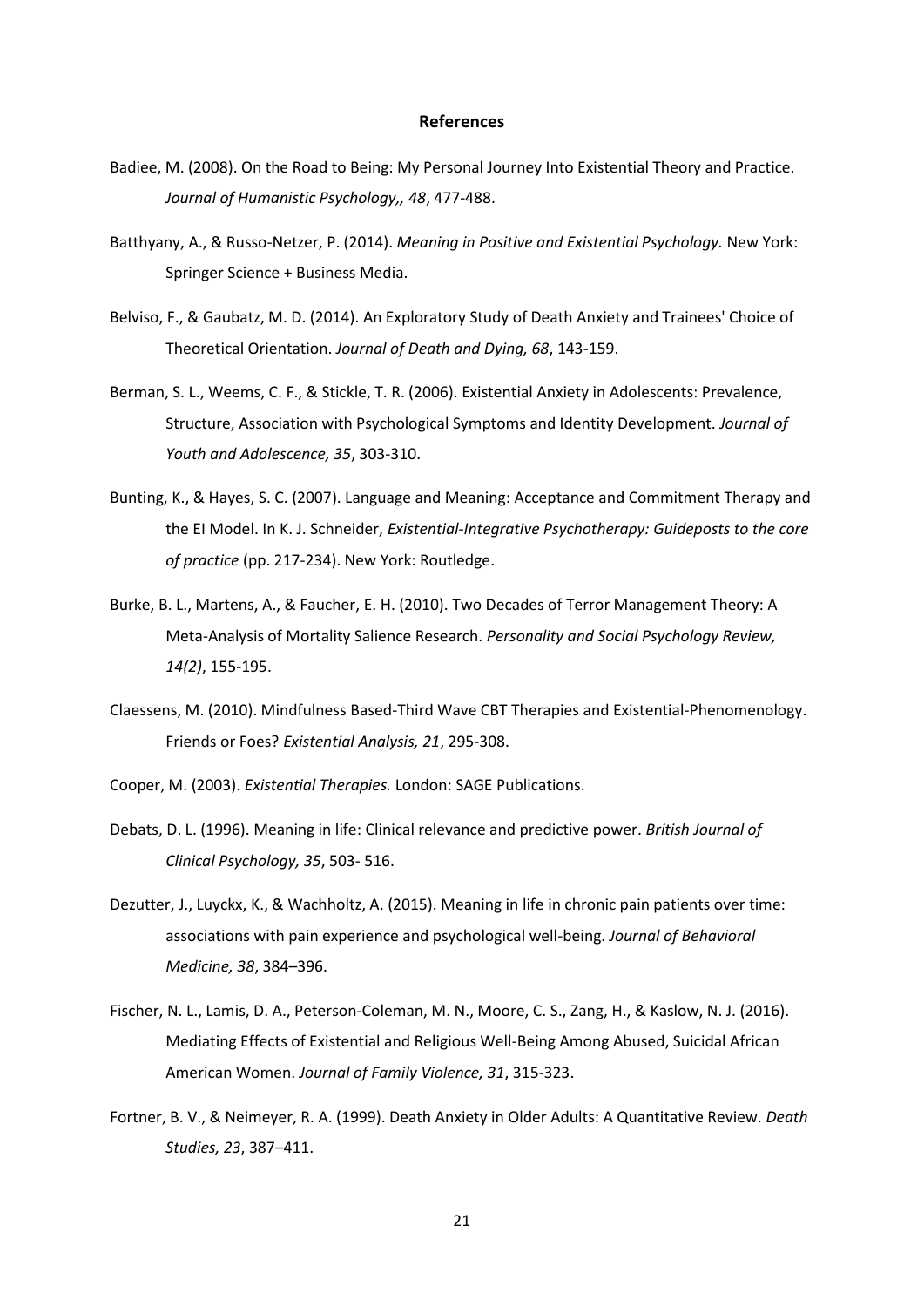**References**

Badiee, M. (2008). On the Road to Being: My Personal Journey Into Existential Theory and Practice. *Journal of Humanistic Psychology,, 48*, 477-488.

Batthyany, A., & Russo-Netzer, P. (2014). *Meaning in Positive and Existential Psychology.* New York: Springer Science + Business Media.

Belviso, F., & Gaubatz, M. D. (2014). An Exploratory Study of Death Anxiety and Trainees' Choice of Theoretical Orientation. *Journal of Death and Dying, 68*, 143-159.

Berman, S. L., Weems, C. F., & Stickle, T. R. (2006). Existential Anxiety in Adolescents: Prevalence, Structure, Association with Psychological Symptoms and Identity Development. *Journal of Youth and Adolescence, 35*, 303-310.

Bunting, K., & Hayes, S. C. (2007). Language and Meaning: Acceptance and Commitment Therapy and the EI Model. In K. J. Schneider, *Existential-Integrative Psychotherapy: Guideposts to the core of practice* (pp. 217-234). New York: Routledge.

Burke, B. L., Martens, A., & Faucher, E. H. (2010). Two Decades of Terror Management Theory: A Meta-Analysis of Mortality Salience Research. *Personality and Social Psychology Review, 14(2)*, 155-195.

Claessens, M. (2010). Mindfulness Based-Third Wave CBT Therapies and Existential-Phenomenology. Friends or Foes? *Existential Analysis, 21*, 295-308.

Cooper, M. (2003). *Existential Therapies.* London: SAGE Publications.

Debats, D. L. (1996). Meaning in life: Clinical relevance and predictive power. *British Journal of Clinical Psychology, 35*, 503- 516.

Dezutter, J., Luyckx, K., & Wachholtz, A. (2015). Meaning in life in chronic pain patients over time: associations with pain experience and psychological well-being. *Journal of Behavioral Medicine, 38*, 384–396.

Fischer, N. L., Lamis, D. A., Peterson-Coleman, M. N., Moore, C. S., Zang, H., & Kaslow, N. J. (2016). Mediating Effects of Existential and Religious Well-Being Among Abused, Suicidal African American Women. *Journal of Family Violence, 31*, 315-323.

Fortner, B. V., & Neimeyer, R. A. (1999). Death Anxiety in Older Adults: A Quantitative Review. *Death Studies, 23*, 387–411.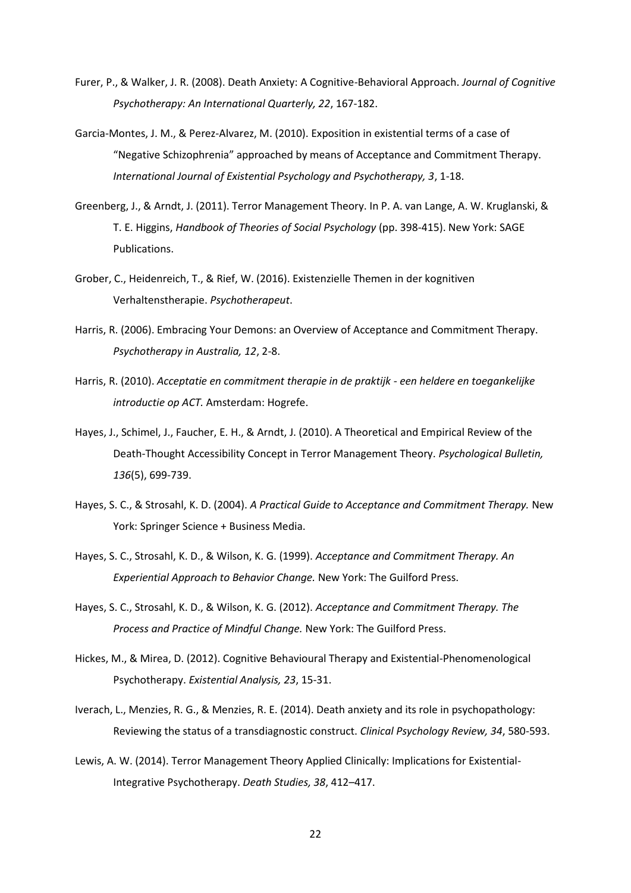Furer, P., & Walker, J. R. (2008). Death Anxiety: A Cognitive-Behavioral Approach. *Journal of Cognitive Psychotherapy: An International Quarterly, 22*, 167-182.

Garcia-Montes, J. M., & Perez-Alvarez, M. (2010). Exposition in existential terms of a case of "Negative Schizophrenia" approached by means of Acceptance and Commitment Therapy. *International Journal of Existential Psychology and Psychotherapy, 3*, 1-18.

Greenberg, J., & Arndt, J. (2011). Terror Management Theory. In P. A. van Lange, A. W. Kruglanski, & T. E. Higgins, *Handbook of Theories of Social Psychology* (pp. 398-415). New York: SAGE Publications.

Grober, C., Heidenreich, T., & Rief, W. (2016). Existenzielle Themen in der kognitiven Verhaltenstherapie. *Psychotherapeut*.

Harris, R. (2006). Embracing Your Demons: an Overview of Acceptance and Commitment Therapy. *Psychotherapy in Australia, 12*, 2-8.

Harris, R. (2010). *Acceptatie en commitment therapie in de praktijk - een heldere en toegankelijke introductie op ACT.* Amsterdam: Hogrefe.

Hayes, J., Schimel, J., Faucher, E. H., & Arndt, J. (2010). A Theoretical and Empirical Review of the Death-Thought Accessibility Concept in Terror Management Theory. *Psychological Bulletin, 136*(5), 699-739.

Hayes, S. C., & Strosahl, K. D. (2004). *A Practical Guide to Acceptance and Commitment Therapy.* New York: Springer Science + Business Media.

Hayes, S. C., Strosahl, K. D., & Wilson, K. G. (1999). *Acceptance and Commitment Therapy. An Experiential Approach to Behavior Change.* New York: The Guilford Press.

Hayes, S. C., Strosahl, K. D., & Wilson, K. G. (2012). *Acceptance and Commitment Therapy. The Process and Practice of Mindful Change.* New York: The Guilford Press.

Hickes, M., & Mirea, D. (2012). Cognitive Behavioural Therapy and Existential-Phenomenological Psychotherapy. *Existential Analysis, 23*, 15-31.

Iverach, L., Menzies, R. G., & Menzies, R. E. (2014). Death anxiety and its role in psychopathology: Reviewing the status of a transdiagnostic construct. *Clinical Psychology Review, 34*, 580-593.

Lewis, A. W. (2014). Terror Management Theory Applied Clinically: Implications for Existential-Integrative Psychotherapy. *Death Studies, 38*, 412–417.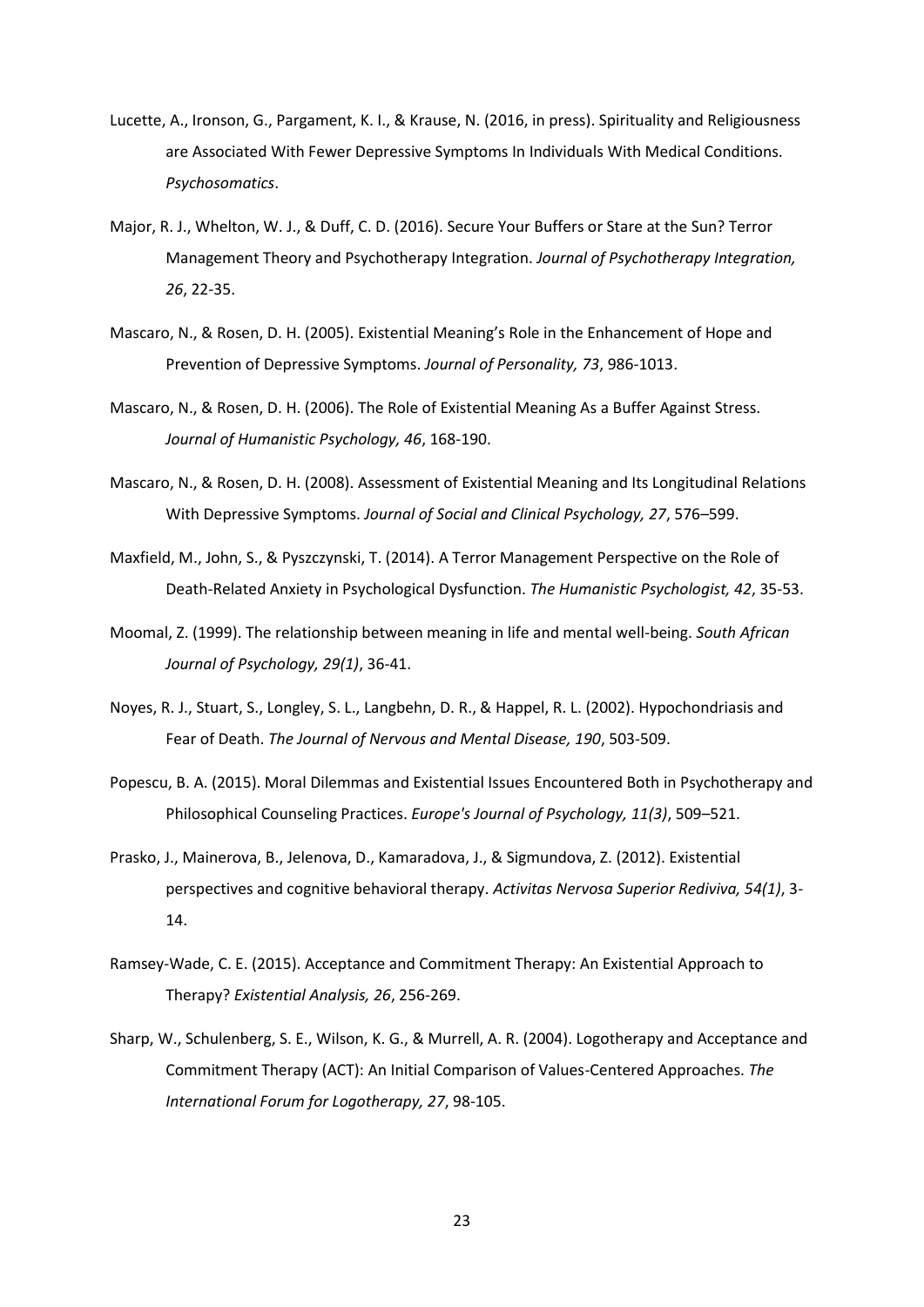Lucette, A., Ironson, G., Pargament, K. I., & Krause, N. (2016, in press). Spirituality and Religiousness are Associated With Fewer Depressive Symptoms In Individuals With Medical Conditions. *Psychosomatics*.

Major, R. J., Whelton, W. J., & Duff, C. D. (2016). Secure Your Buffers or Stare at the Sun? Terror Management Theory and Psychotherapy Integration. *Journal of Psychotherapy Integration, 26*, 22-35.

Mascaro, N., & Rosen, D. H. (2005). Existential Meaning's Role in the Enhancement of Hope and Prevention of Depressive Symptoms. *Journal of Personality, 73*, 986-1013.

Mascaro, N., & Rosen, D. H. (2006). The Role of Existential Meaning As a Buffer Against Stress. *Journal of Humanistic Psychology, 46*, 168-190.

Mascaro, N., & Rosen, D. H. (2008). Assessment of Existential Meaning and Its Longitudinal Relations With Depressive Symptoms. *Journal of Social and Clinical Psychology, 27*, 576–599.

Maxfield, M., John, S., & Pyszczynski, T. (2014). A Terror Management Perspective on the Role of Death-Related Anxiety in Psychological Dysfunction. *The Humanistic Psychologist, 42*, 35-53.

Moomal, Z. (1999). The relationship between meaning in life and mental well-being. *South African Journal of Psychology, 29(1)*, 36-41.

Noyes, R. J., Stuart, S., Longley, S. L., Langbehn, D. R., & Happel, R. L. (2002). Hypochondriasis and Fear of Death. *The Journal of Nervous and Mental Disease, 190*, 503-509.

Popescu, B. A. (2015). Moral Dilemmas and Existential Issues Encountered Both in Psychotherapy and Philosophical Counseling Practices. *Europe's Journal of Psychology, 11(3)*, 509–521.

Prasko, J., Mainerova, B., Jelenova, D., Kamaradova, J., & Sigmundova, Z. (2012). Existential perspectives and cognitive behavioral therapy. *Activitas Nervosa Superior Rediviva, 54(1)*, 3-14.

Ramsey-Wade, C. E. (2015). Acceptance and Commitment Therapy: An Existential Approach to Therapy? *Existential Analysis, 26*, 256-269.

Sharp, W., Schulenberg, S. E., Wilson, K. G., & Murrell, A. R. (2004). Logotherapy and Acceptance and Commitment Therapy (ACT): An Initial Comparison of Values-Centered Approaches. *The International Forum for Logotherapy, 27*, 98-105.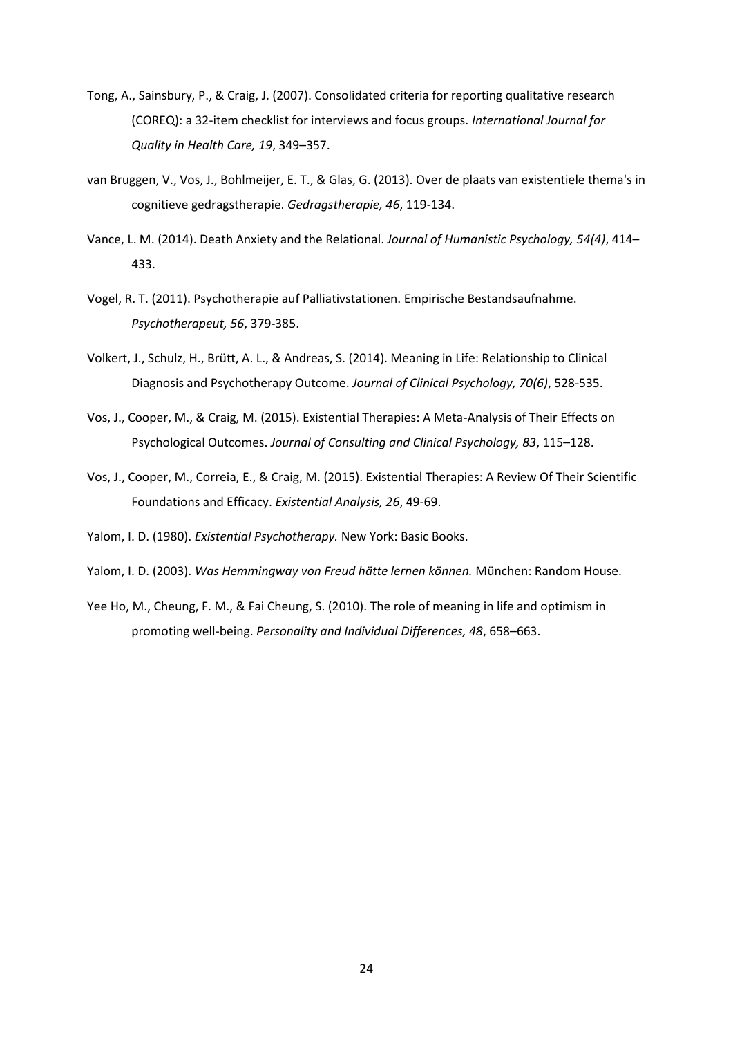Tong, A., Sainsbury, P., & Craig, J. (2007). Consolidated criteria for reporting qualitative research (COREQ): a 32-item checklist for interviews and focus groups. *International Journal for Quality in Health Care, 19*, 349–357.

van Bruggen, V., Vos, J., Bohlmeijer, E. T., & Glas, G. (2013). Over de plaats van existentiele thema's in cognitieve gedragstherapie. *Gedragstherapie, 46*, 119-134.

Vance, L. M. (2014). Death Anxiety and the Relational. *Journal of Humanistic Psychology, 54(4)*, 414–433.

Vogel, R. T. (2011). Psychotherapie auf Palliativstationen. Empirische Bestandsaufnahme. *Psychotherapeut, 56*, 379-385.

Volkert, J., Schulz, H., Brütt, A. L., & Andreas, S. (2014). Meaning in Life: Relationship to Clinical Diagnosis and Psychotherapy Outcome. *Journal of Clinical Psychology, 70(6)*, 528-535.

Vos, J., Cooper, M., & Craig, M. (2015). Existential Therapies: A Meta-Analysis of Their Effects on Psychological Outcomes. *Journal of Consulting and Clinical Psychology, 83*, 115–128.

Vos, J., Cooper, M., Correia, E., & Craig, M. (2015). Existential Therapies: A Review Of Their Scientific Foundations and Efficacy. *Existential Analysis, 26*, 49-69.

Yalom, I. D. (1980). *Existential Psychotherapy.* New York: Basic Books.

Yalom, I. D. (2003). *Was Hemmingway von Freud hätte lernen können.* München: Random House.

Yee Ho, M., Cheung, F. M., & Fai Cheung, S. (2010). The role of meaning in life and optimism in promoting well-being. *Personality and Individual Differences, 48*, 658–663.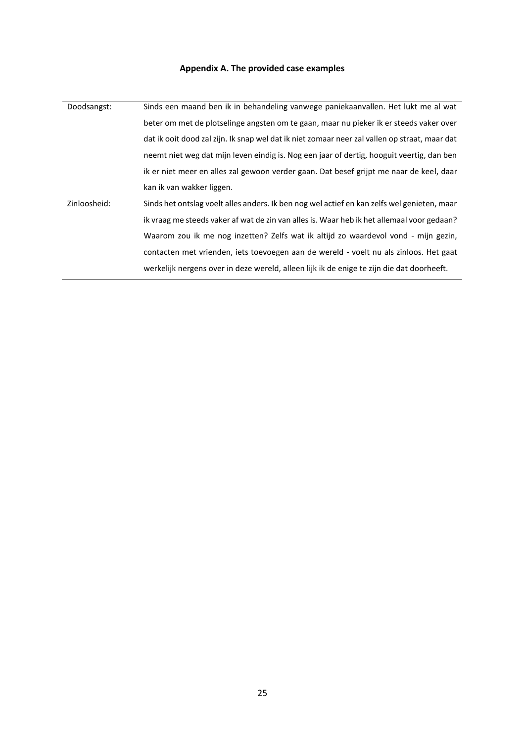# Appendix A. The provided case examples

| | |
|---|---|
| Doodsangst: | Sinds een maand ben ik in behandeling vanwege paniekaanvallen. Het lukt me al wat beter om met de plotselinge angsten om te gaan, maar nu pieker ik er steeds vaker over dat ik ooit dood zal zijn. Ik snap wel dat ik niet zomaar neer zal vallen op straat, maar dat neemt niet weg dat mijn leven eindig is. Nog een jaar of dertig, hooguit veertig, dan ben ik er niet meer en alles zal gewoon verder gaan. Dat besef grijpt me naar de keel, daar kan ik van wakker liggen. |
| Zinloosheid: | Sinds het ontslag voelt alles anders. Ik ben nog wel actief en kan zelfs wel genieten, maar ik vraag me steeds vaker af wat de zin van alles is. Waar heb ik het allemaal voor gedaan? Waarom zou ik me nog inzetten? Zelfs wat ik altijd zo waardevol vond - mijn gezin, contacten met vrienden, iets toevoegen aan de wereld - voelt nu als zinloos. Het gaat werkelijk nergens over in deze wereld, alleen lijk ik de enige te zijn die dat doorheeft. |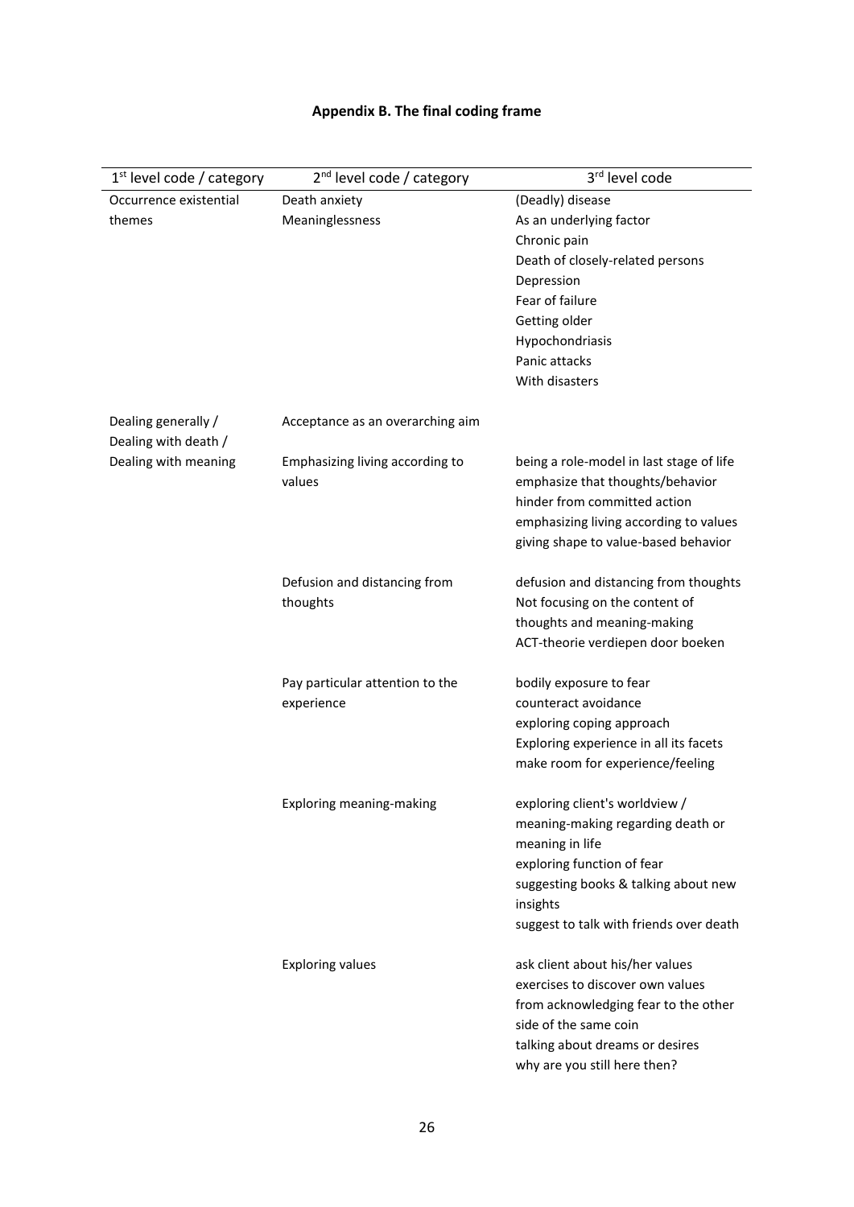**Appendix B. The final coding frame**

| 1st level code / category | 2nd level code / category | 3rd level code |
|---|---|---|
| Occurrence existential themes | Death anxiety<br>Meaninglessness | (Deadly) disease<br>As an underlying factor<br>Chronic pain<br>Death of closely-related persons<br>Depression<br>Fear of failure<br>Getting older<br>Hypochondriasis<br>Panic attacks<br>With disasters |
| Dealing generally / Dealing with death / Dealing with meaning | Acceptance as an overarching aim | |
| | Emphasizing living according to values | being a role-model in last stage of life<br>emphasize that thoughts/behavior hinder from committed action<br>emphasizing living according to values<br>giving shape to value-based behavior |
| | Defusion and distancing from thoughts | defusion and distancing from thoughts<br>Not focusing on the content of thoughts and meaning-making<br>ACT-theorie verdiepen door boeken |
| | Pay particular attention to the experience | bodily exposure to fear<br>counteract avoidance<br>exploring coping approach<br>Exploring experience in all its facets<br>make room for experience/feeling |
| | Exploring meaning-making | exploring client's worldview / meaning-making regarding death or meaning in life<br>exploring function of fear<br>suggesting books & talking about new insights<br>suggest to talk with friends over death |
| | Exploring values | ask client about his/her values<br>exercises to discover own values<br>from acknowledging fear to the other side of the same coin<br>talking about dreams or desires<br>why are you still here then? |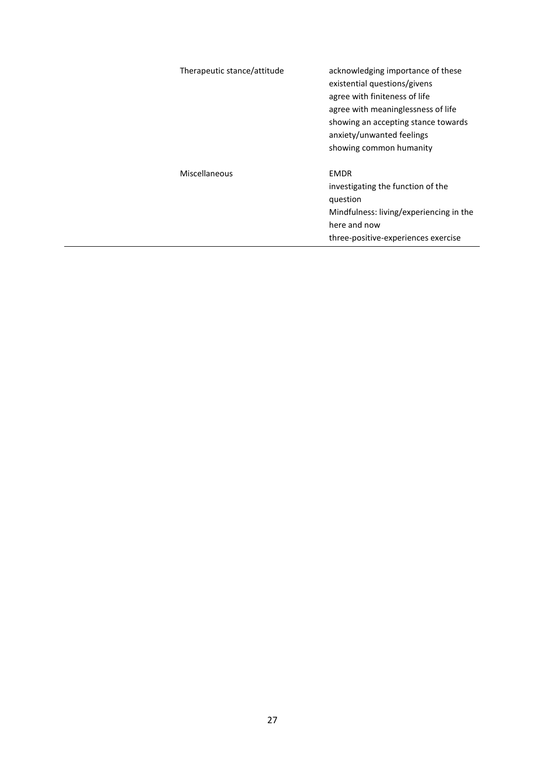| | |
|---|---|
| Therapeutic stance/attitude | acknowledging importance of these existential questions/givens<br>agree with finiteness of life<br>agree with meaninglessness of life<br>showing an accepting stance towards anxiety/unwanted feelings<br>showing common humanity |
| Miscellaneous | EMDR<br>investigating the function of the question<br>Mindfulness: living/experiencing in the here and now<br>three-positive-experiences exercise |